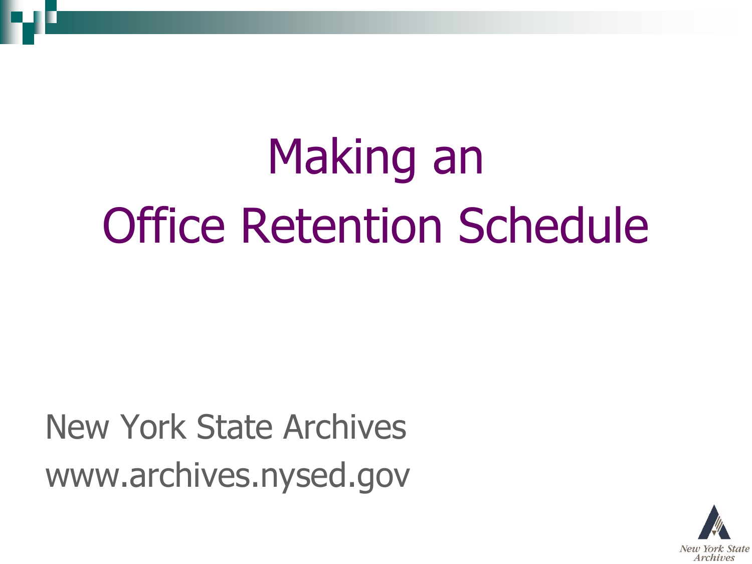# Making an Office Retention Schedule

New York State Archives
www.archives.nysed.gov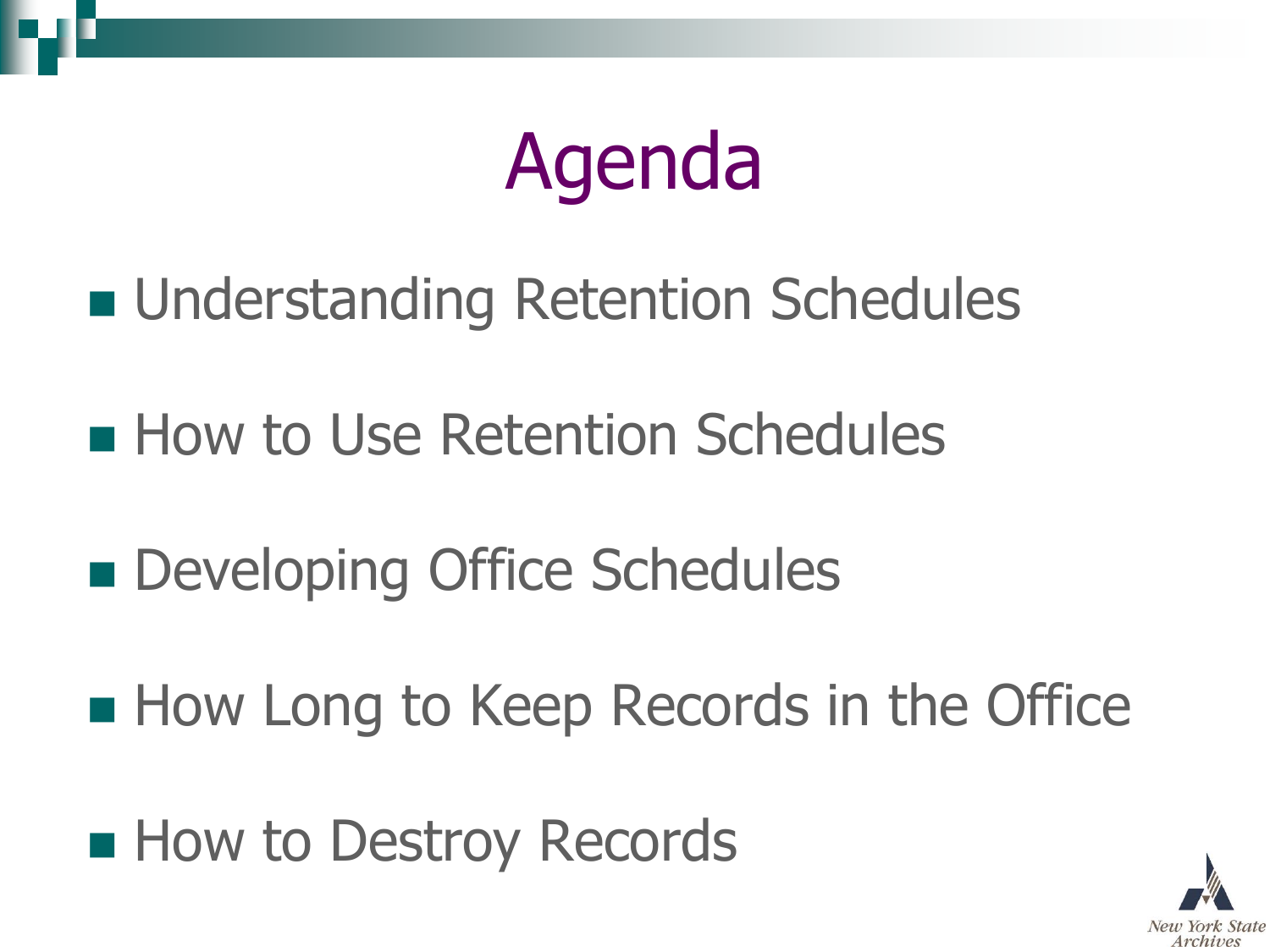# Agenda

- Understanding Retention Schedules
- How to Use Retention Schedules
- Developing Office Schedules
- How Long to Keep Records in the Office
- How to Destroy Records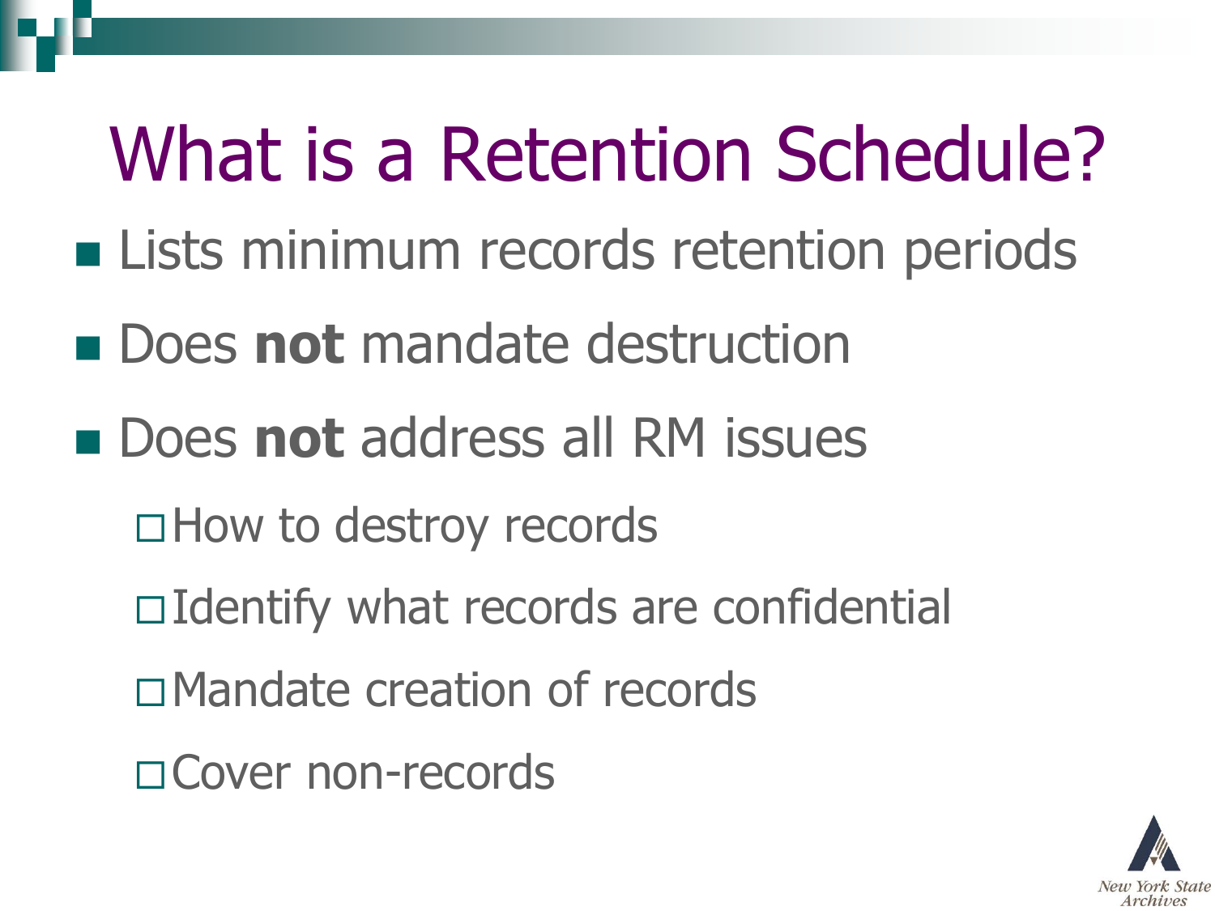# What is a Retention Schedule?

- Lists minimum records retention periods
- Does **not** mandate destruction
- Does **not** address all RM issues
  - How to destroy records
  - Identify what records are confidential
  - Mandate creation of records
  - Cover non-records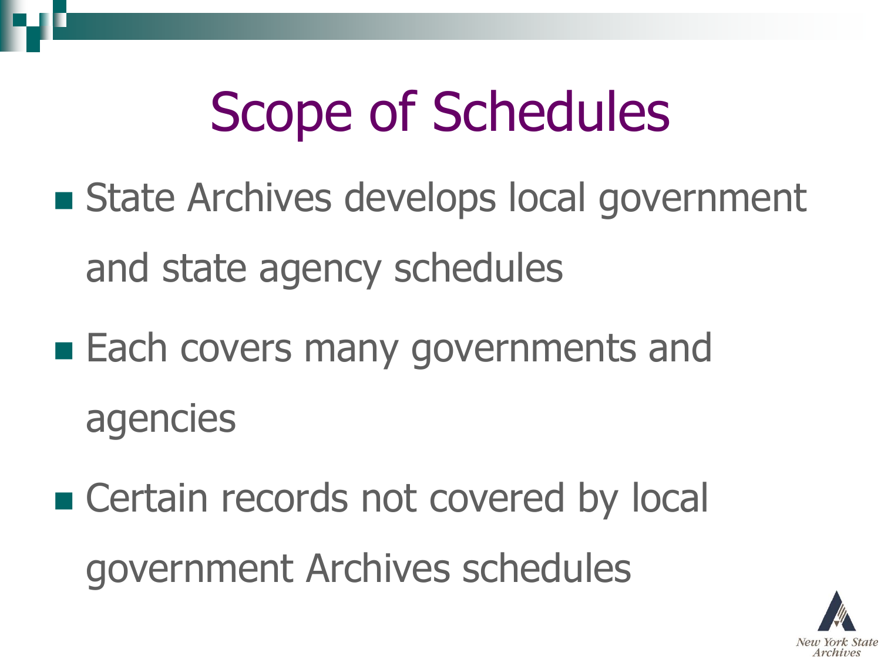# Scope of Schedules

- State Archives develops local government and state agency schedules
- Each covers many governments and agencies
- Certain records not covered by local government Archives schedules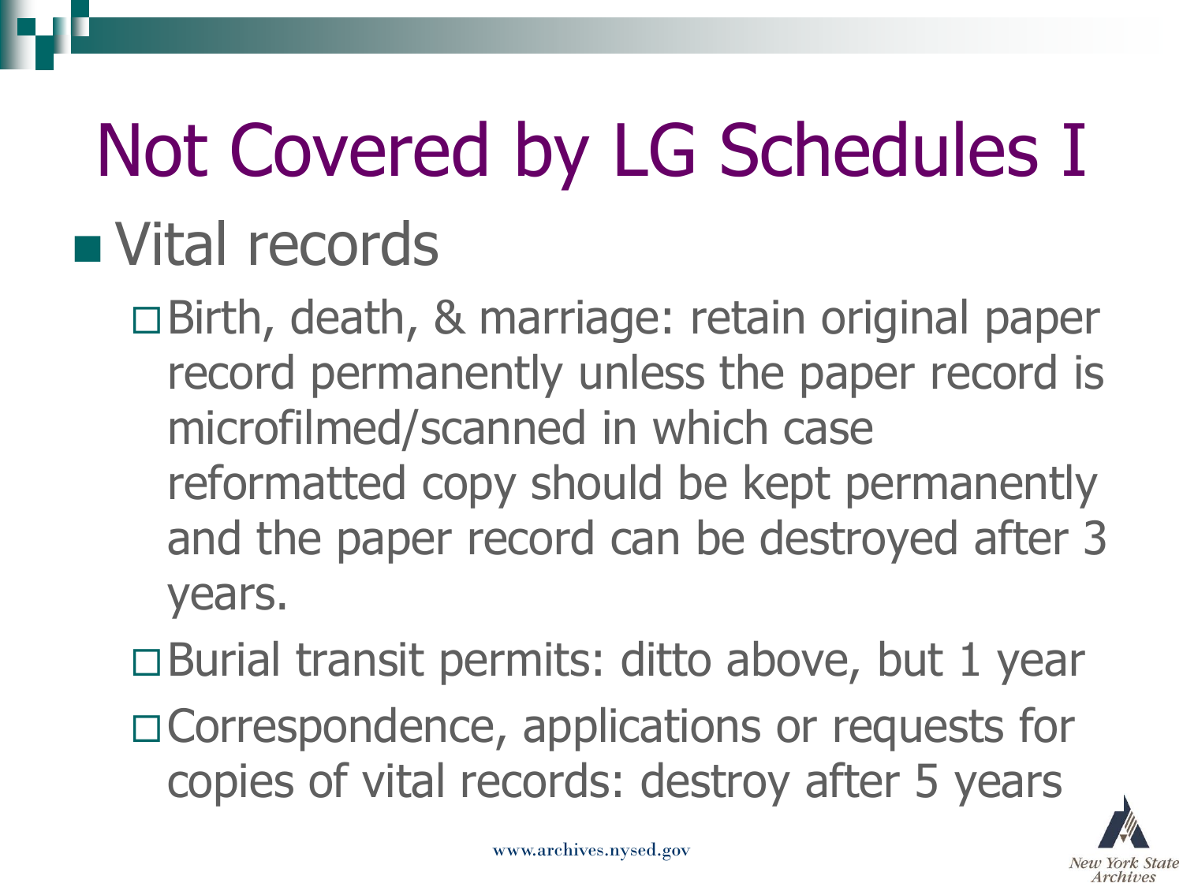# Not Covered by LG Schedules I

- Vital records
  - Birth, death, & marriage: retain original paper record permanently unless the paper record is microfilmed/scanned in which case reformatted copy should be kept permanently and the paper record can be destroyed after 3 years.
  - Burial transit permits: ditto above, but 1 year
  - Correspondence, applications or requests for copies of vital records: destroy after 5 years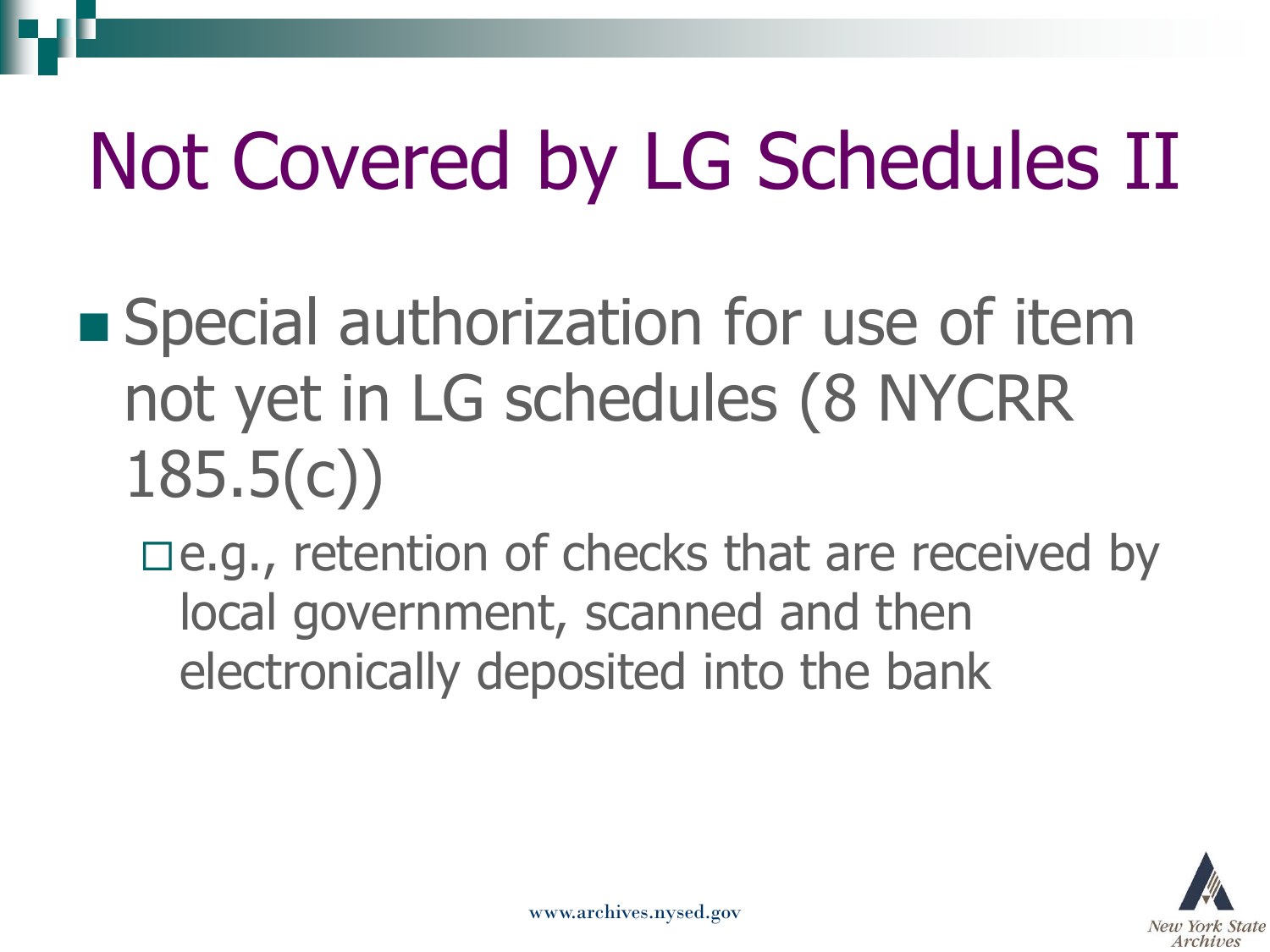# Not Covered by LG Schedules II

- Special authorization for use of item not yet in LG schedules (8 NYCRR 185.5(c))
  - e.g., retention of checks that are received by local government, scanned and then electronically deposited into the bank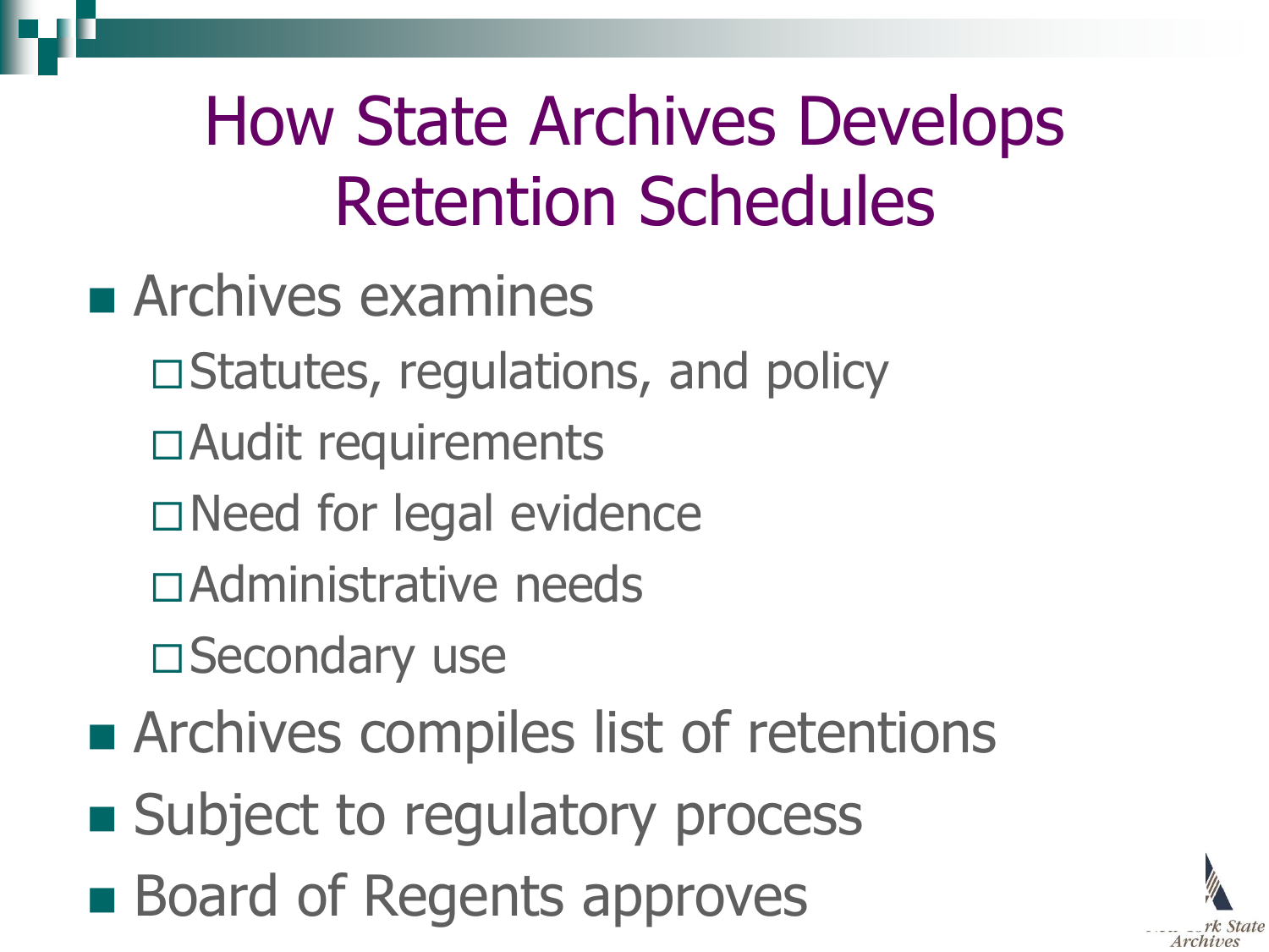# How State Archives Develops Retention Schedules

- Archives examines
  - Statutes, regulations, and policy
  - Audit requirements
  - Need for legal evidence
  - Administrative needs
  - Secondary use
- Archives compiles list of retentions
- Subject to regulatory process
- Board of Regents approves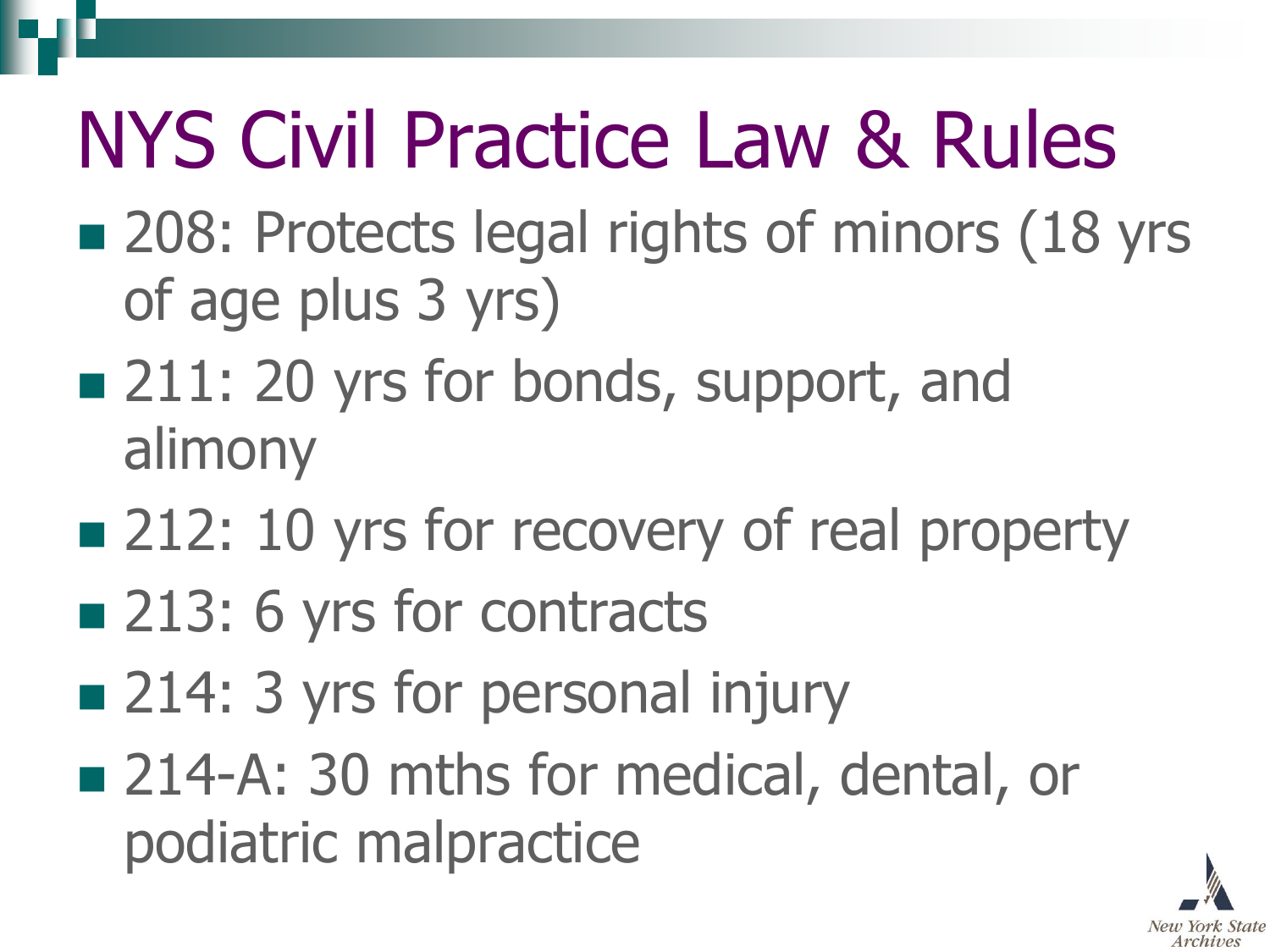# NYS Civil Practice Law & Rules

- 208: Protects legal rights of minors (18 yrs of age plus 3 yrs)
- 211: 20 yrs for bonds, support, and alimony
- 212: 10 yrs for recovery of real property
- 213: 6 yrs for contracts
- 214: 3 yrs for personal injury
- 214-A: 30 mths for medical, dental, or podiatric malpractice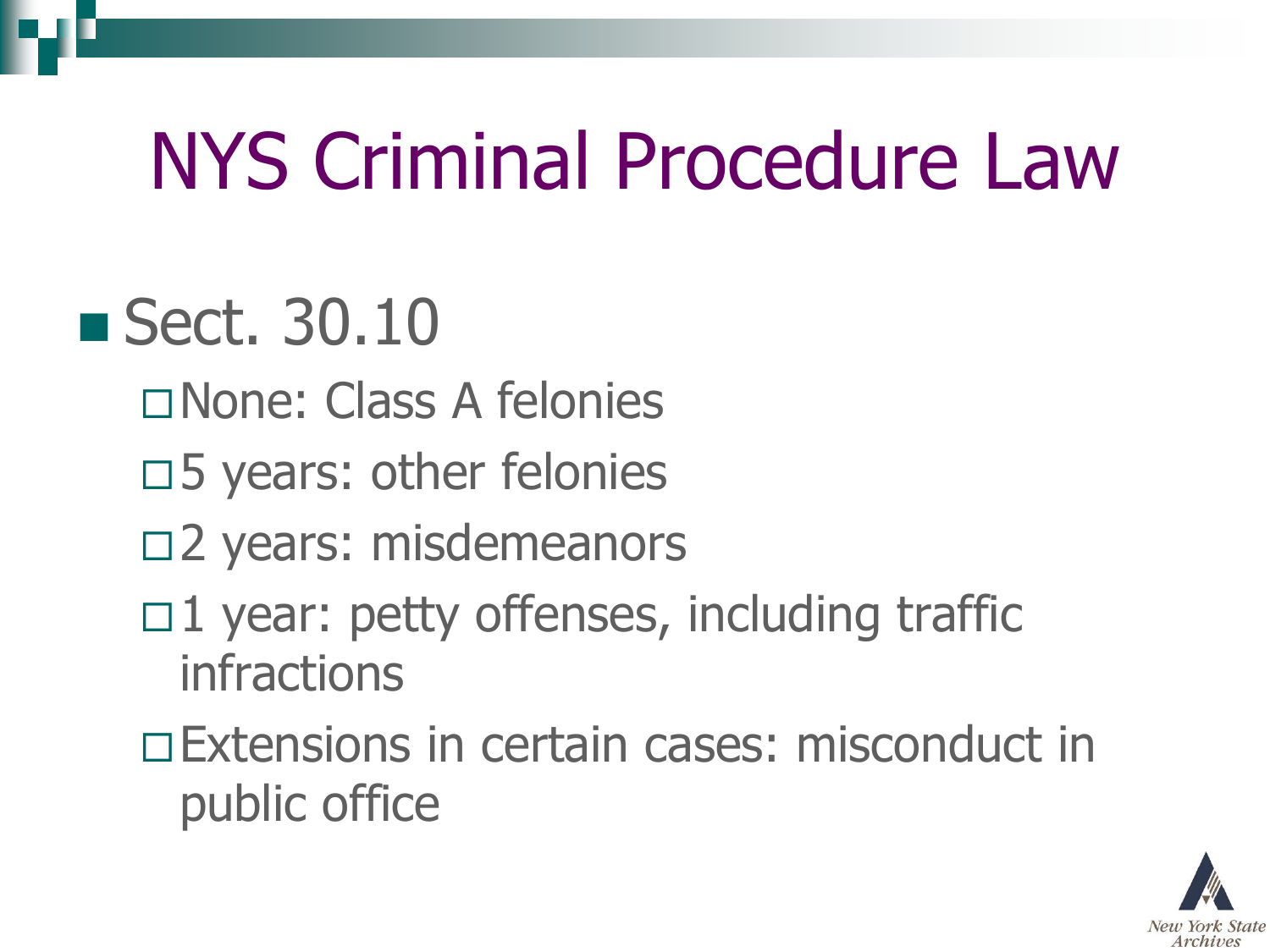# NYS Criminal Procedure Law

- Sect. 30.10
  - None: Class A felonies
  - 5 years: other felonies
  - 2 years: misdemeanors
  - 1 year: petty offenses, including traffic infractions
  - Extensions in certain cases: misconduct in public office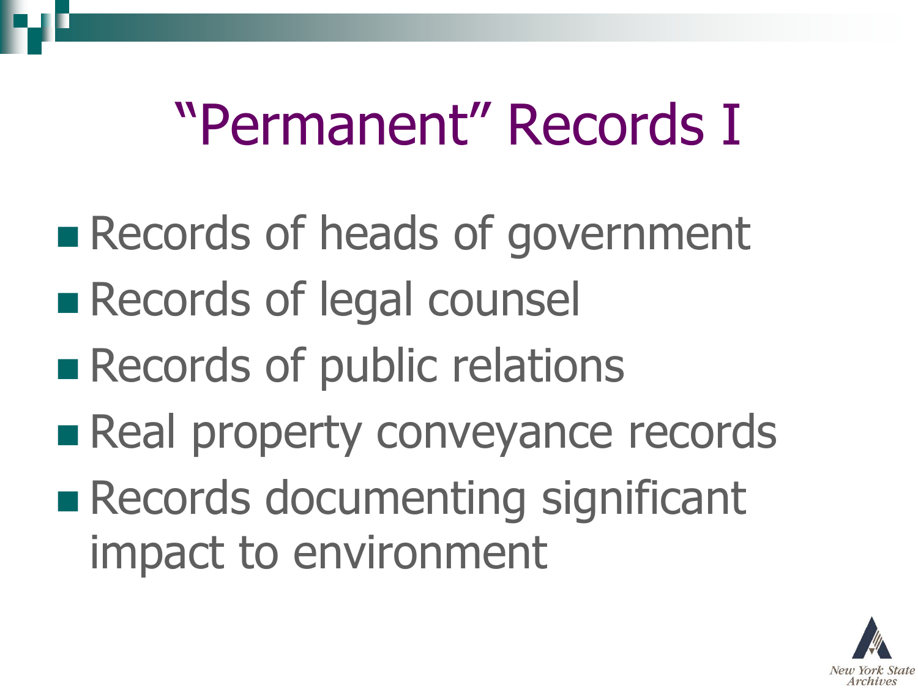# “Permanent” Records I

- Records of heads of government
- Records of legal counsel
- Records of public relations
- Real property conveyance records
- Records documenting significant impact to environment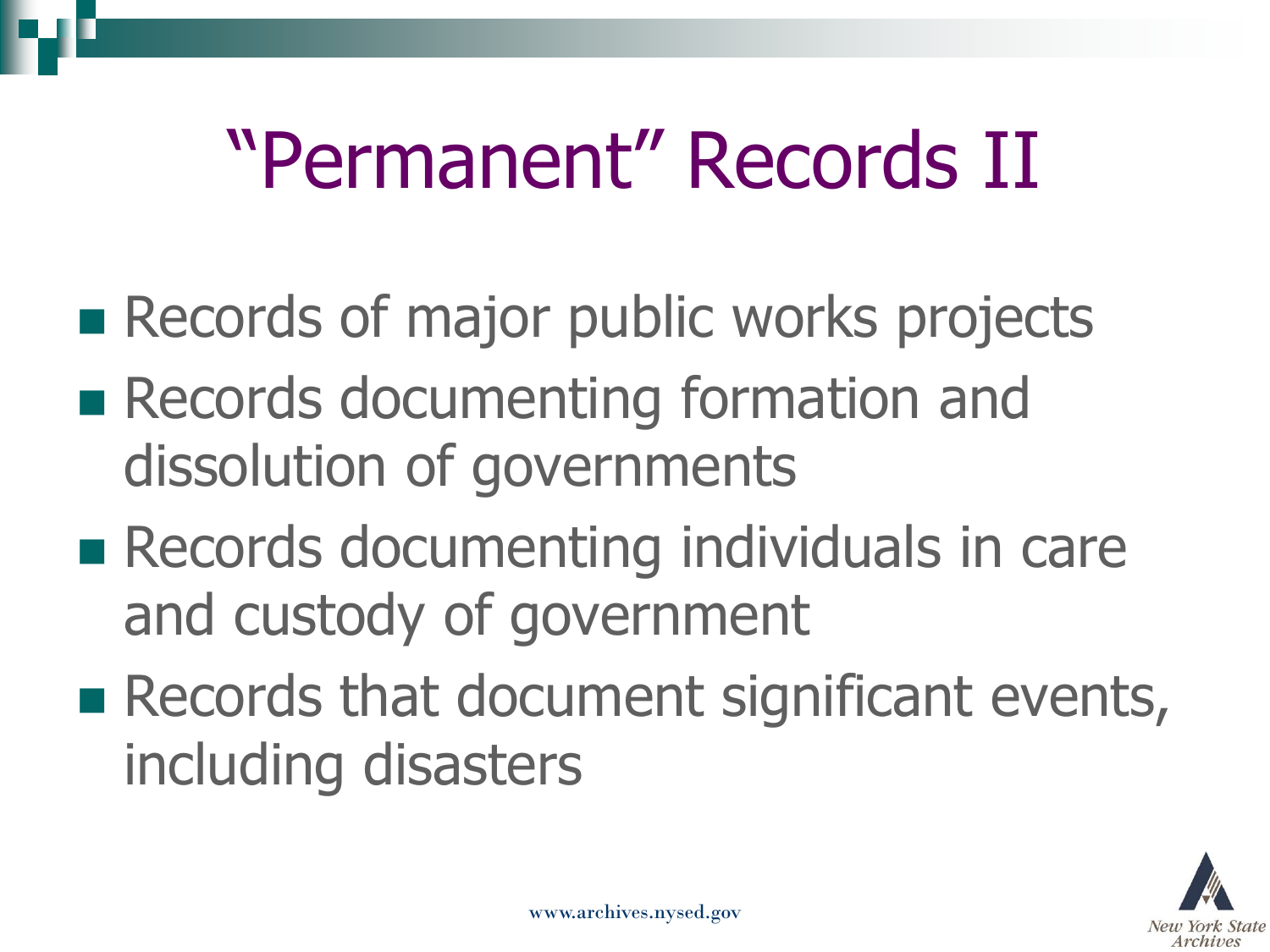# "Permanent" Records II

- Records of major public works projects
- Records documenting formation and dissolution of governments
- Records documenting individuals in care and custody of government
- Records that document significant events, including disasters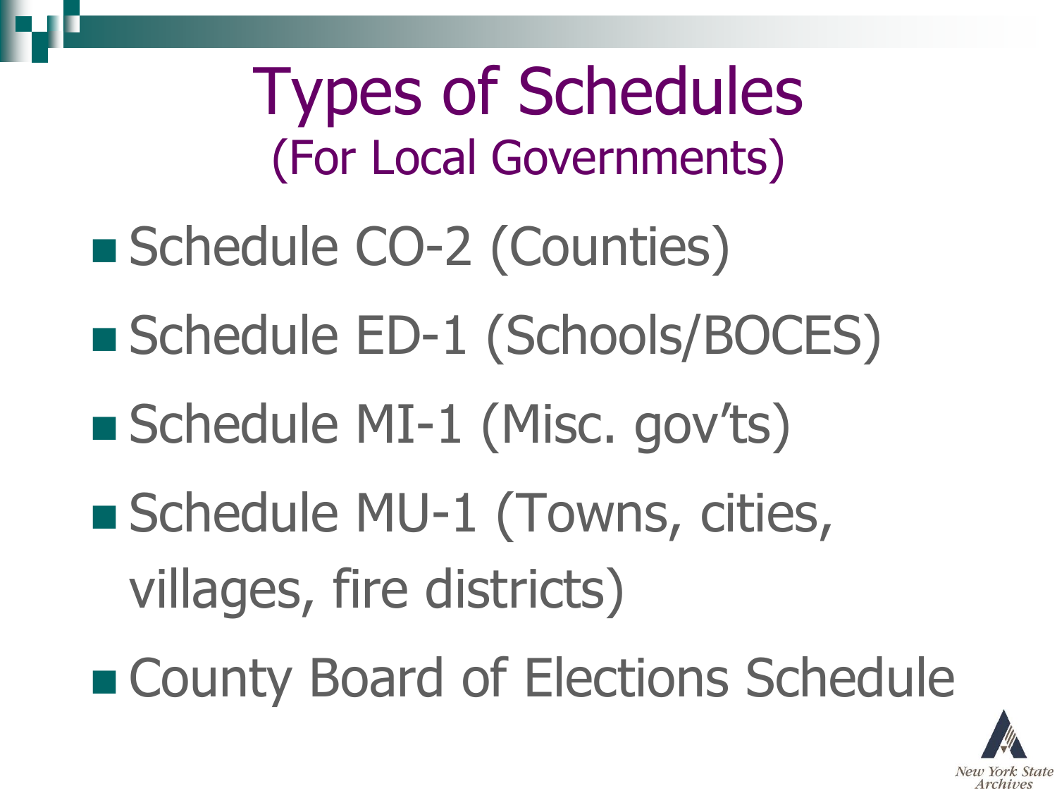# Types of Schedules
## (For Local Governments)

- Schedule CO-2 (Counties)
- Schedule ED-1 (Schools/BOCES)
- Schedule MI-1 (Misc. gov'ts)
- Schedule MU-1 (Towns, cities, villages, fire districts)
- County Board of Elections Schedule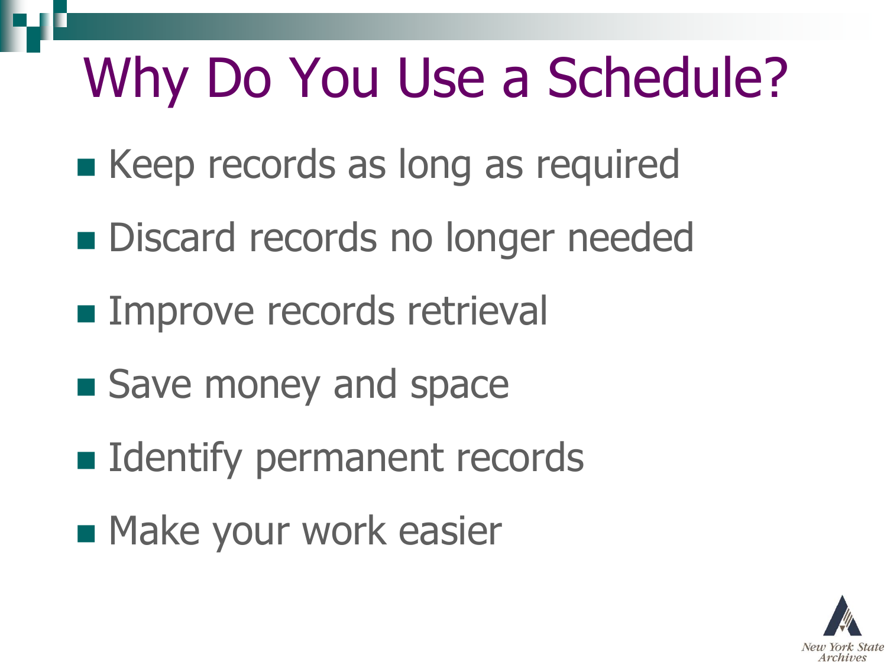# Why Do You Use a Schedule?

- Keep records as long as required
- Discard records no longer needed
- Improve records retrieval
- Save money and space
- Identify permanent records
- Make your work easier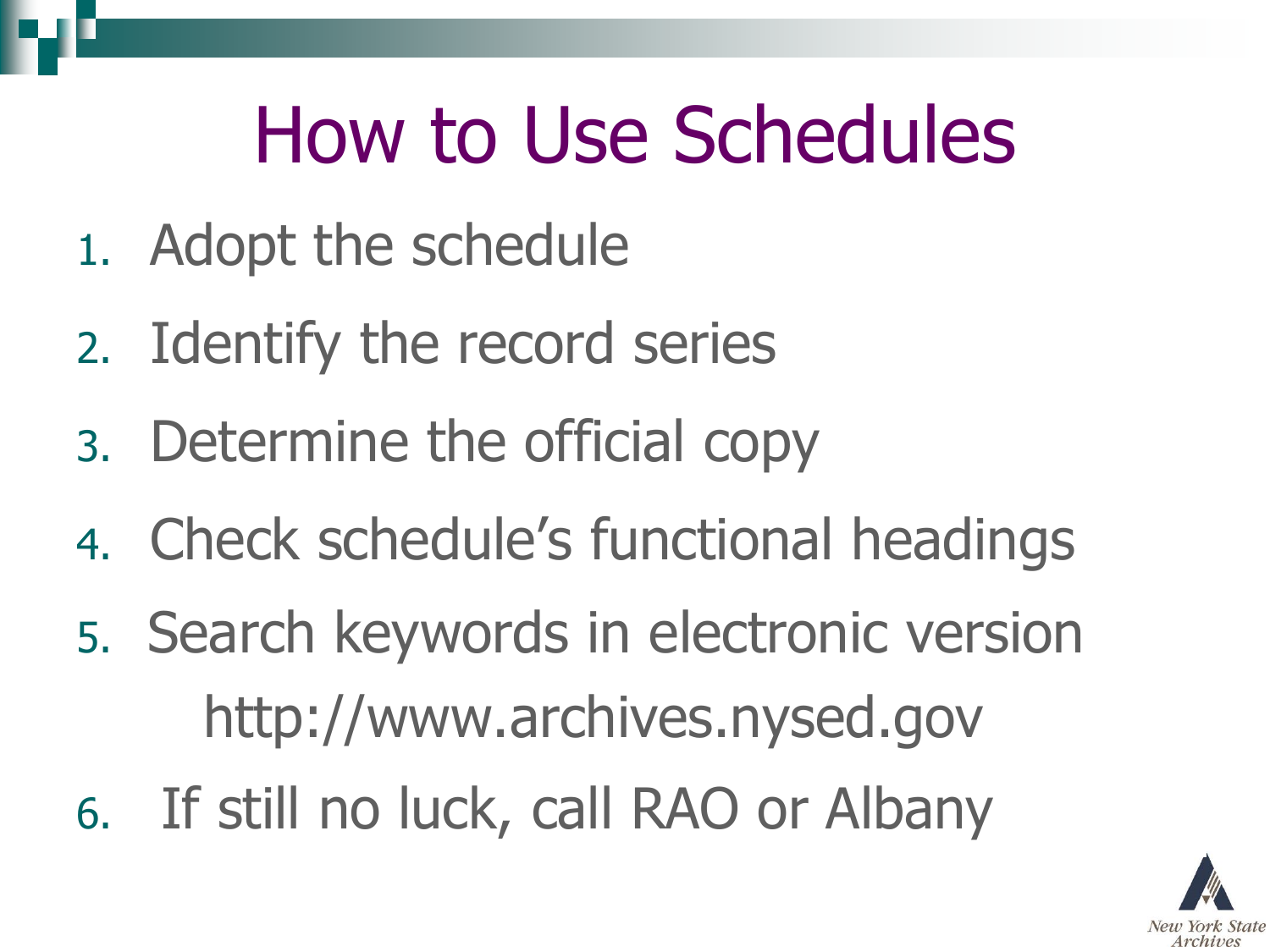# How to Use Schedules

1. Adopt the schedule
2. Identify the record series
3. Determine the official copy
4. Check schedule's functional headings
5. Search keywords in electronic version
   http://www.archives.nysed.gov
6. If still no luck, call RAO or Albany

New York State Archives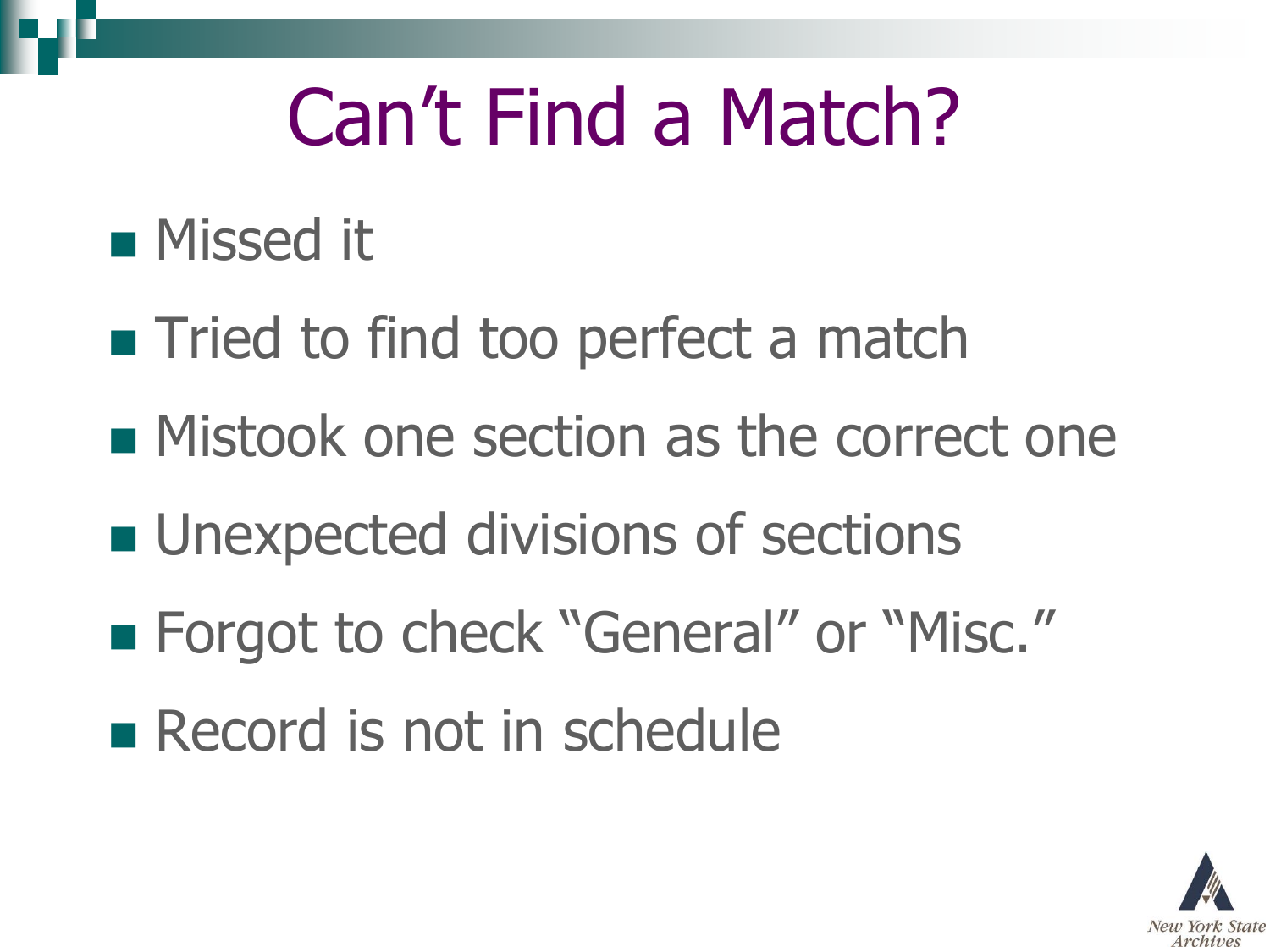# Can't Find a Match?

- Missed it
- Tried to find too perfect a match
- Mistook one section as the correct one
- Unexpected divisions of sections
- Forgot to check "General" or "Misc."
- Record is not in schedule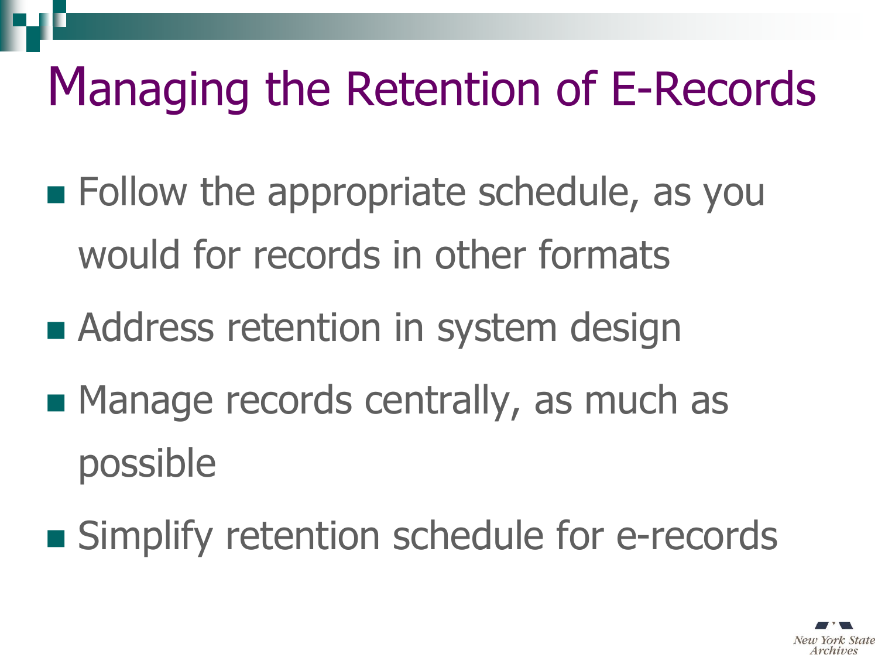# Managing the Retention of E-Records

- Follow the appropriate schedule, as you would for records in other formats
- Address retention in system design
- Manage records centrally, as much as possible
- Simplify retention schedule for e-records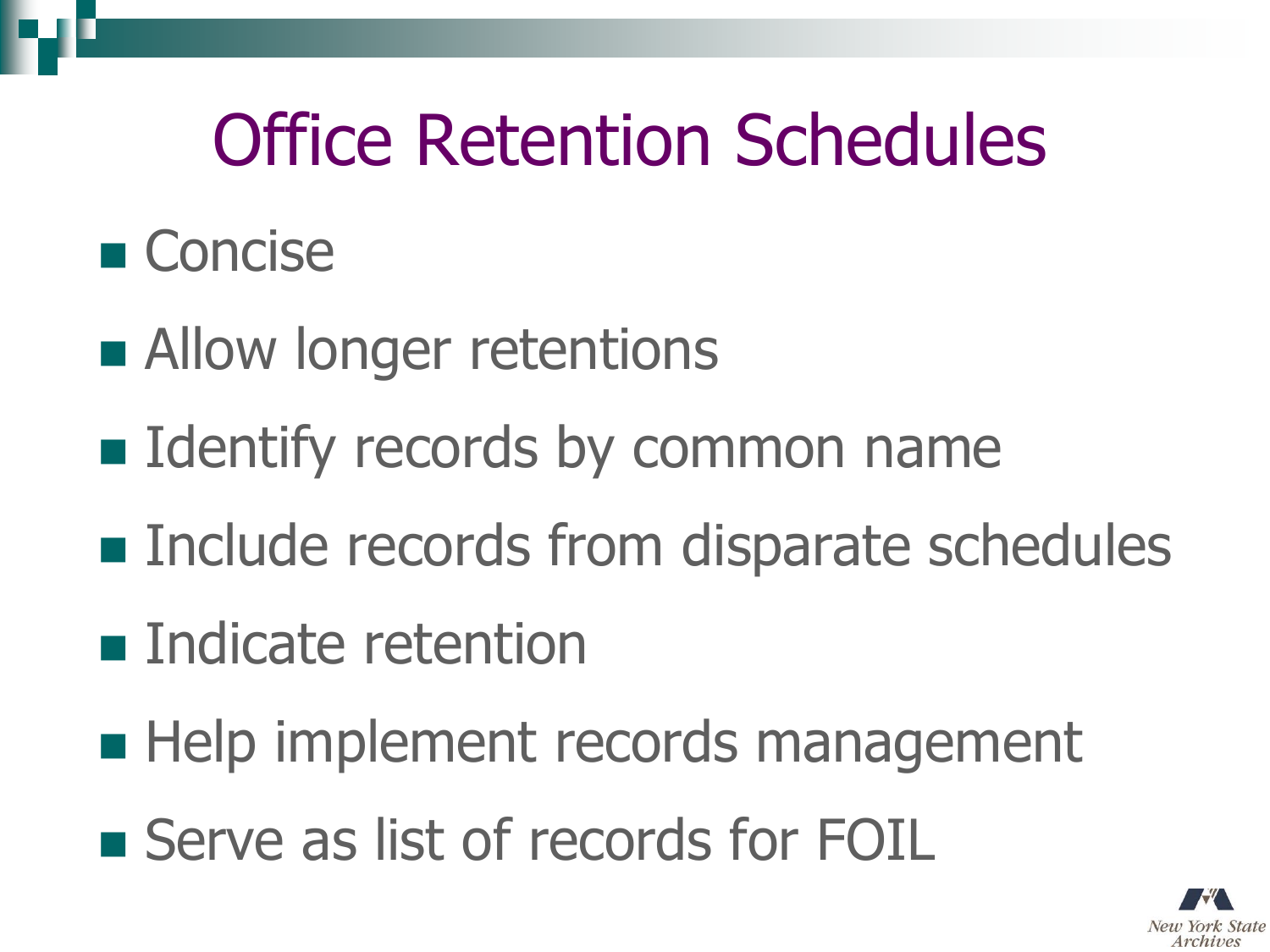# Office Retention Schedules

- Concise
- Allow longer retentions
- Identify records by common name
- Include records from disparate schedules
- Indicate retention
- Help implement records management
- Serve as list of records for FOIL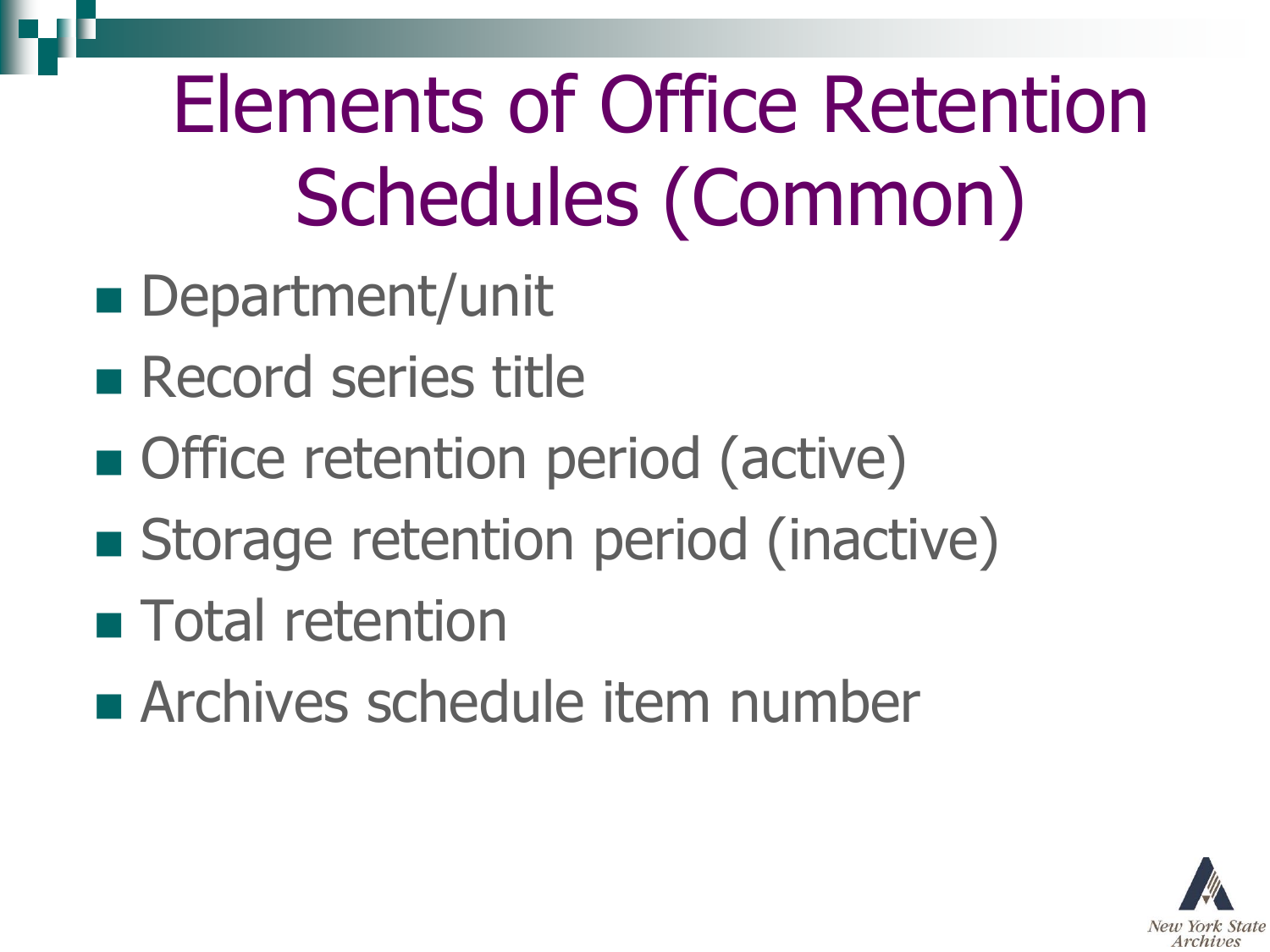# Elements of Office Retention Schedules (Common)

- Department/unit
- Record series title
- Office retention period (active)
- Storage retention period (inactive)
- Total retention
- Archives schedule item number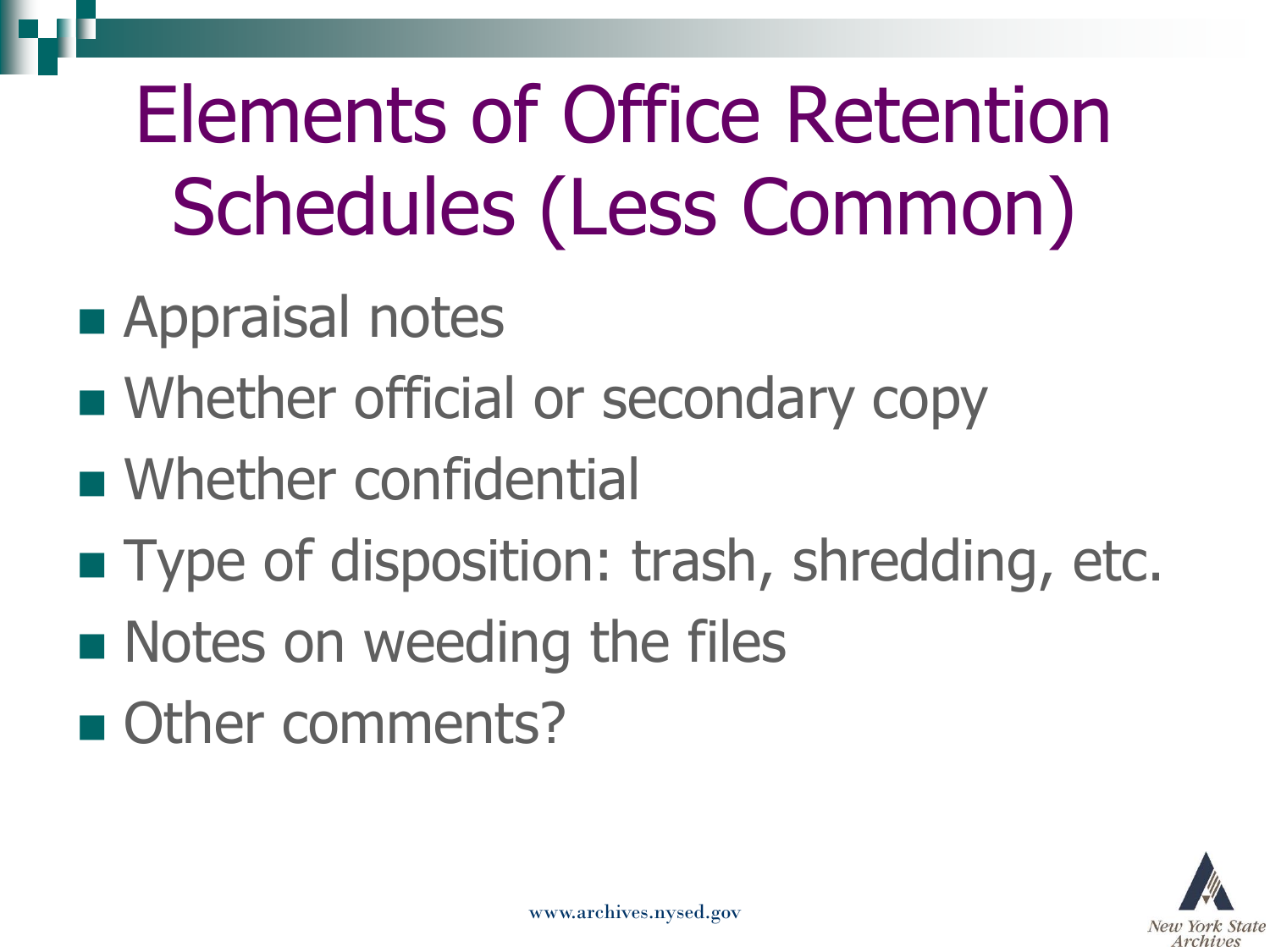# Elements of Office Retention Schedules (Less Common)

- Appraisal notes
- Whether official or secondary copy
- Whether confidential
- Type of disposition: trash, shredding, etc.
- Notes on weeding the files
- Other comments?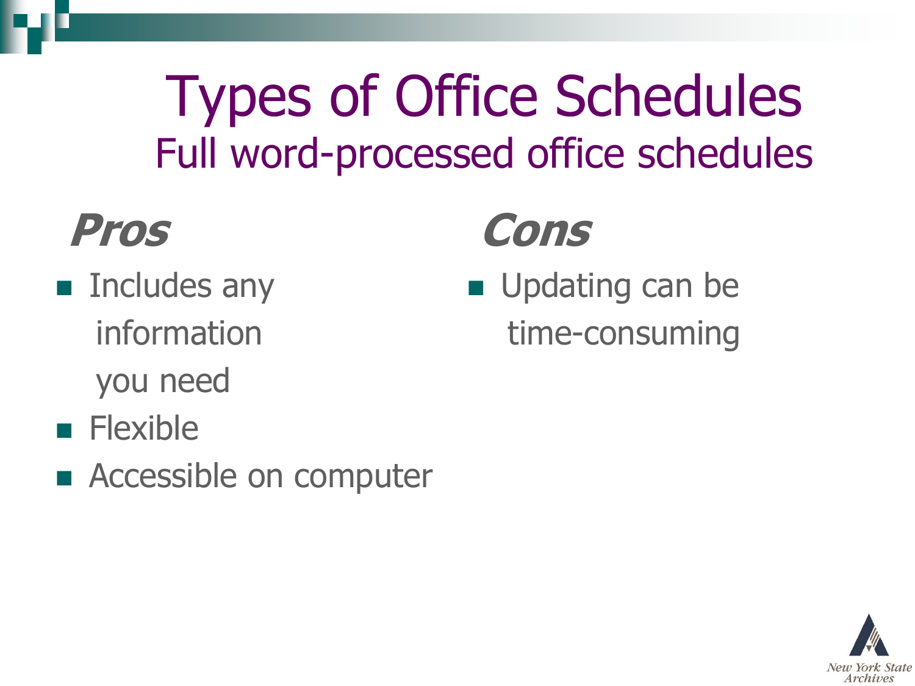# Types of Office Schedules

## Full word-processed office schedules

### *Pros*

- Includes any information you need
- Flexible
- Accessible on computer

### *Cons*

- Updating can be time-consuming

New York State Archives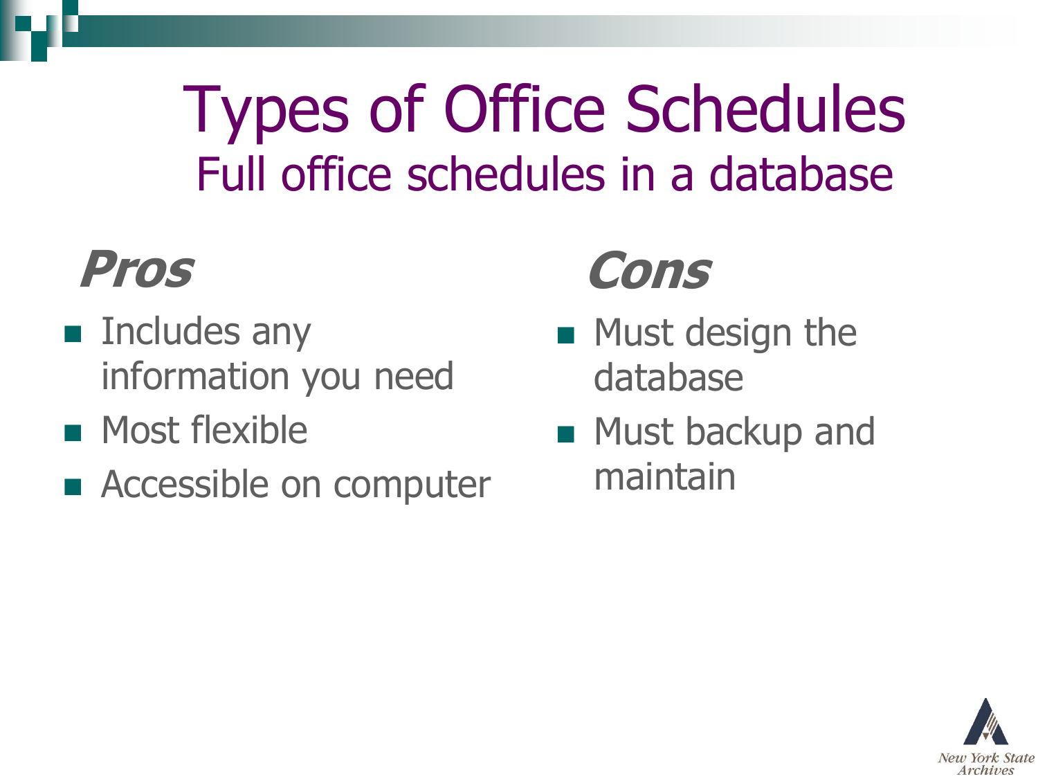# Types of Office Schedules
## Full office schedules in a database

### *Pros*

- Includes any information you need
- Most flexible
- Accessible on computer

### *Cons*

- Must design the database
- Must backup and maintain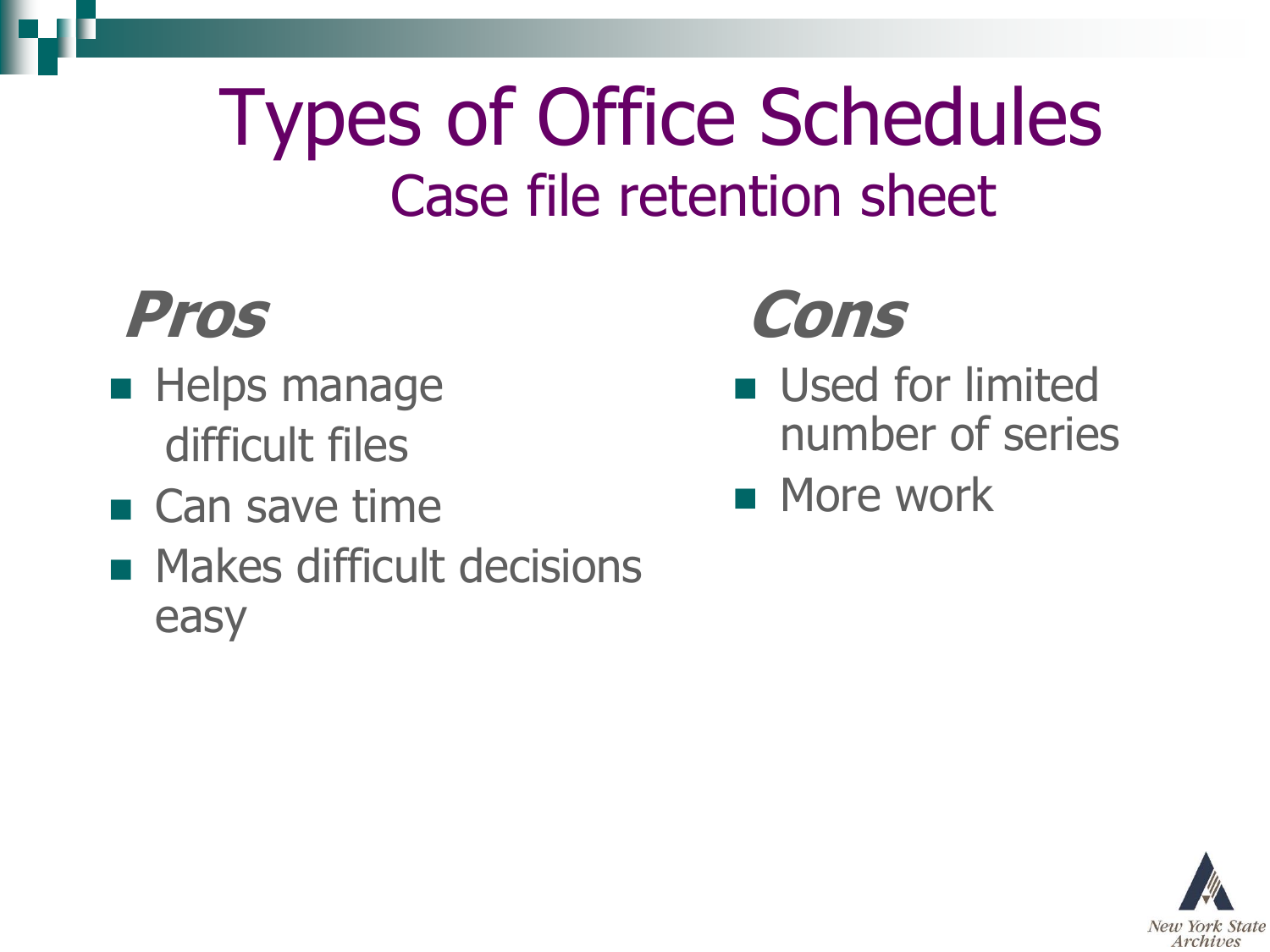# Types of Office Schedules

## Case file retention sheet

### *Pros*

- Helps manage difficult files
- Can save time
- Makes difficult decisions easy

### *Cons*

- Used for limited number of series
- More work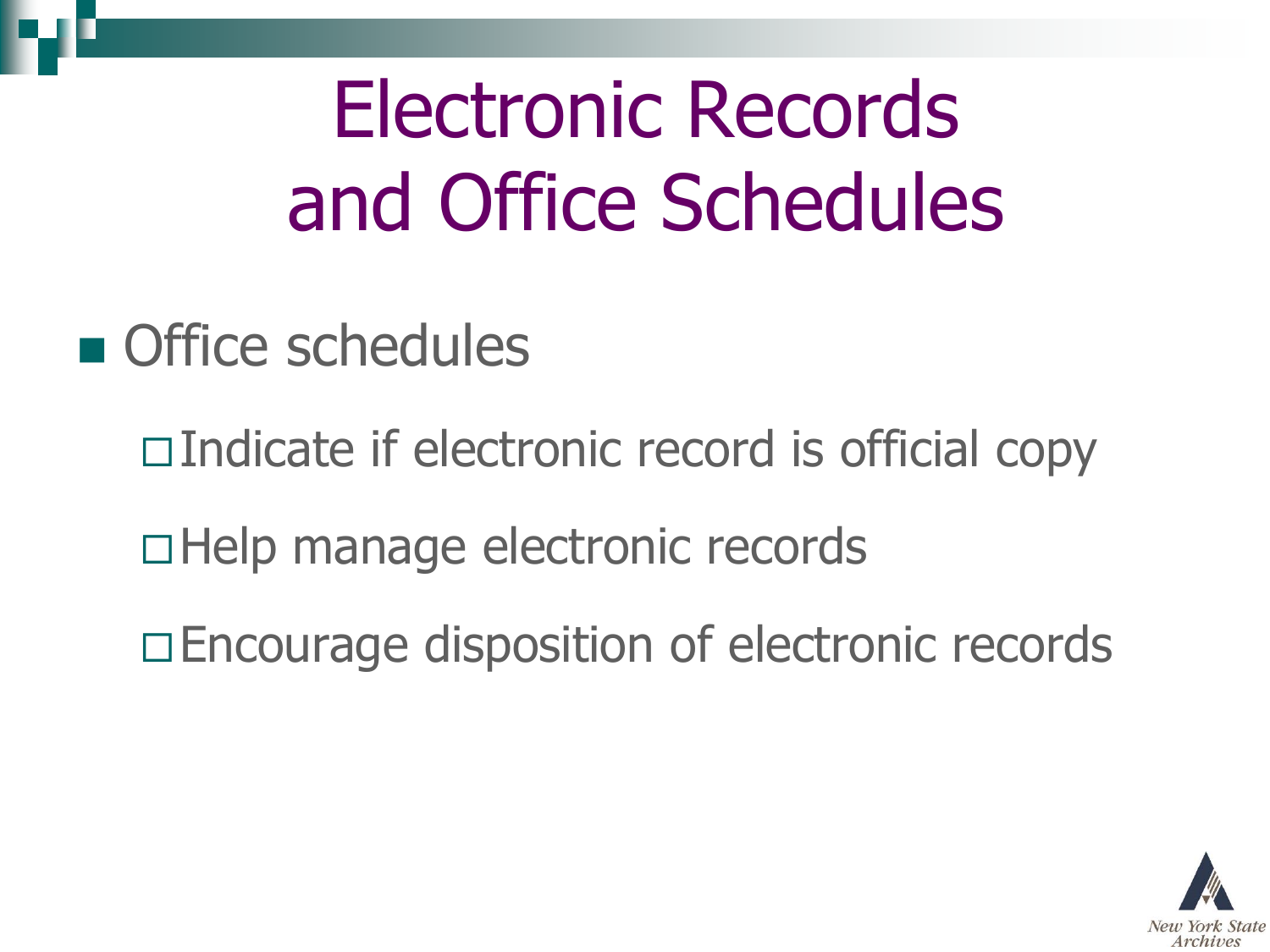# Electronic Records and Office Schedules

- Office schedules
  - Indicate if electronic record is official copy
  - Help manage electronic records
  - Encourage disposition of electronic records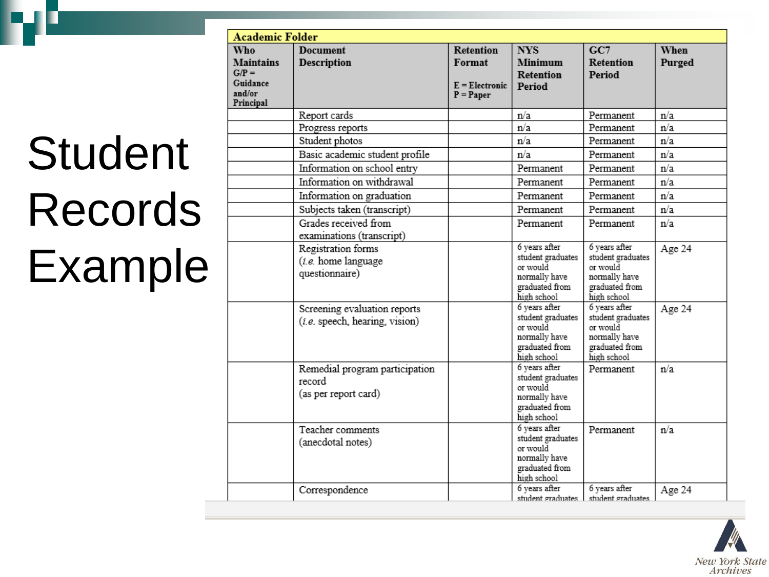# Student Records Example

| Academic Folder | | | | | |
|---|---|---|---|---|---|
| **Who Maintains** G/P = Guidance and/or Principal | **Document Description** | **Retention Format** E = Electronic P = Paper | **NYS Minimum Retention Period** | **GC7 Retention Period** | **When Purged** |
| | Report cards | | n/a | Permanent | n/a |
| | Progress reports | | n/a | Permanent | n/a |
| | Student photos | | n/a | Permanent | n/a |
| | Basic academic student profile | | n/a | Permanent | n/a |
| | Information on school entry | | Permanent | Permanent | n/a |
| | Information on withdrawal | | Permanent | Permanent | n/a |
| | Information on graduation | | Permanent | Permanent | n/a |
| | Subjects taken (transcript) | | Permanent | Permanent | n/a |
| | Grades received from examinations (transcript) | | Permanent | Permanent | n/a |
| | Registration forms (*i.e.* home language questionnaire) | | 6 years after student graduates or would normally have graduated from high school | 6 years after student graduates or would normally have graduated from high school | Age 24 |
| | Screening evaluation reports (*i.e.* speech, hearing, vision) | | 6 years after student graduates or would normally have graduated from high school | 6 years after student graduates or would normally have graduated from high school | Age 24 |
| | Remedial program participation record (as per report card) | | 6 years after student graduates or would normally have graduated from high school | Permanent | n/a |
| | Teacher comments (anecdotal notes) | | 6 years after student graduates or would normally have graduated from high school | Permanent | n/a |
| | Correspondence | | 6 years after student graduates | 6 years after student graduates | Age 24 |

New York State Archives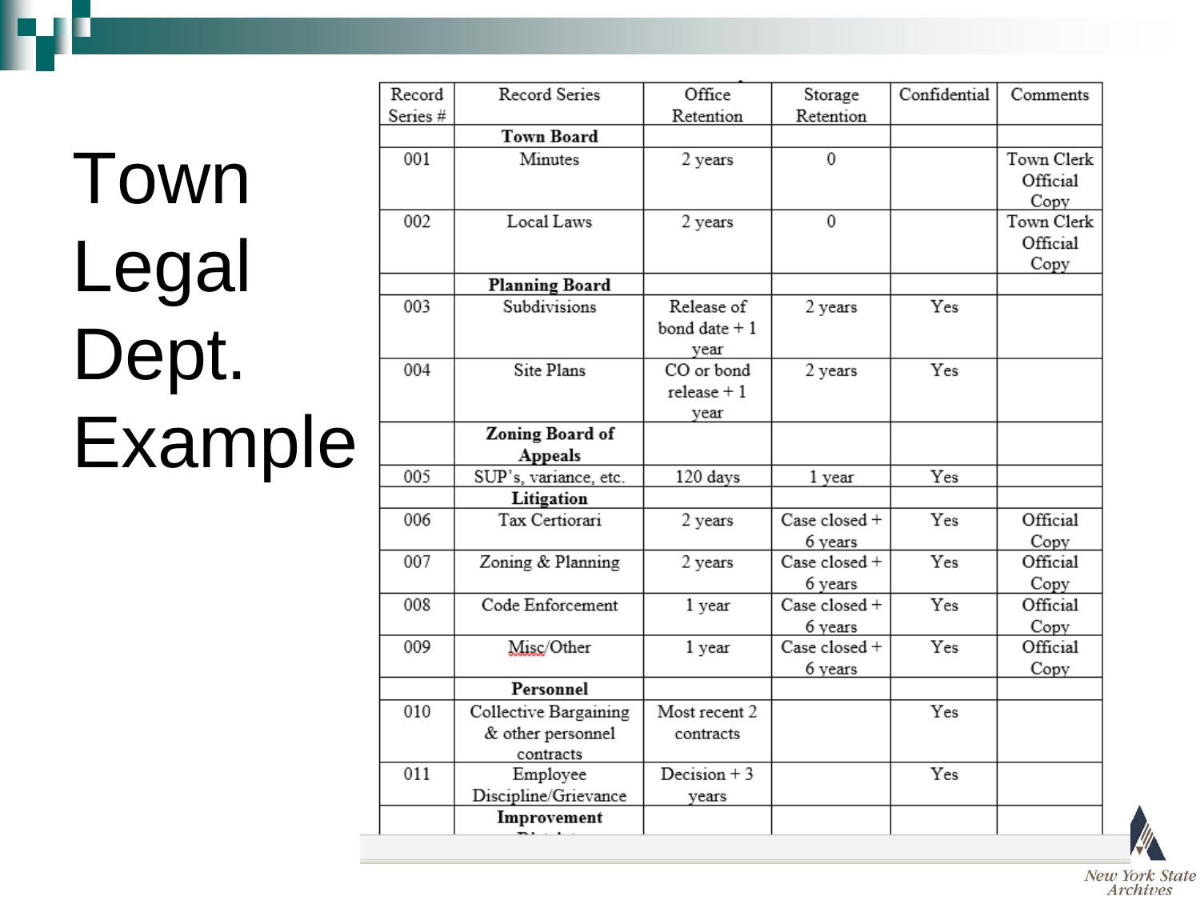# Town Legal Dept. Example

| Record Series # | Record Series | Office Retention | Storage Retention | Confidential | Comments |
|---|---|---|---|---|---|
| | **Town Board** | | | | |
| 001 | Minutes | 2 years | 0 | | Town Clerk Official Copy |
| 002 | Local Laws | 2 years | 0 | | Town Clerk Official Copy |
| | **Planning Board** | | | | |
| 003 | Subdivisions | Release of bond date + 1 year | 2 years | Yes | |
| 004 | Site Plans | CO or bond release + 1 year | 2 years | Yes | |
| | **Zoning Board of Appeals** | | | | |
| 005 | SUP's, variance, etc. | 120 days | 1 year | Yes | |
| | **Litigation** | | | | |
| 006 | Tax Certiorari | 2 years | Case closed + 6 years | Yes | Official Copy |
| 007 | Zoning & Planning | 2 years | Case closed + 6 years | Yes | Official Copy |
| 008 | Code Enforcement | 1 year | Case closed + 6 years | Yes | Official Copy |
| 009 | Misc/Other | 1 year | Case closed + 6 years | Yes | Official Copy |
| | **Personnel** | | | | |
| 010 | Collective Bargaining & other personnel contracts | Most recent 2 contracts | | Yes | |
| 011 | Employee Discipline/Grievance | Decision + 3 years | | Yes | |
| | **Improvement District** | | | | |

*New York State Archives*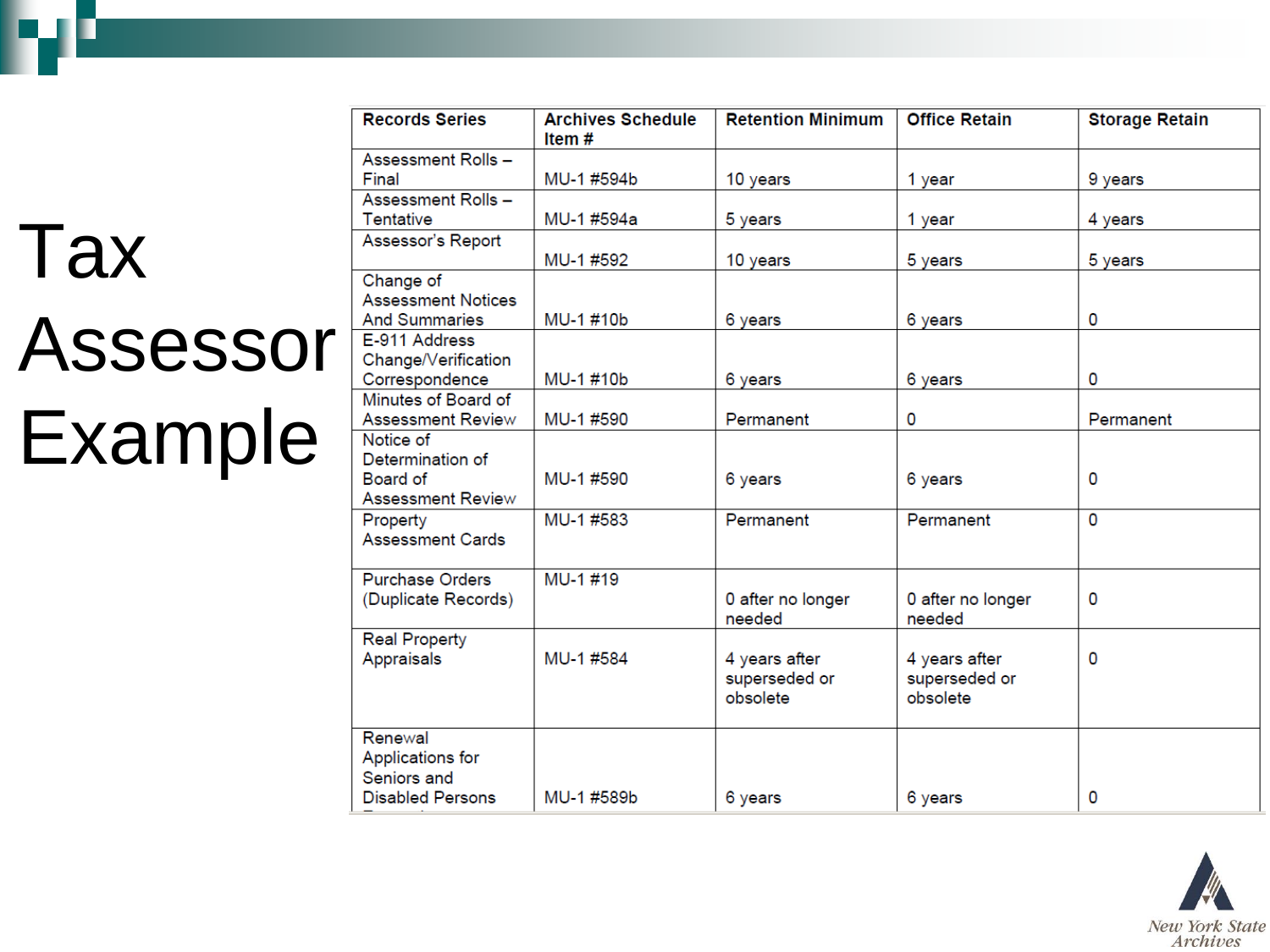# Tax Assessor Example

| Records Series | Archives Schedule Item # | Retention Minimum | Office Retain | Storage Retain |
|---|---|---|---|---|
| Assessment Rolls – Final | MU-1 #594b | 10 years | 1 year | 9 years |
| Assessment Rolls – Tentative | MU-1 #594a | 5 years | 1 year | 4 years |
| Assessor's Report | MU-1 #592 | 10 years | 5 years | 5 years |
| Change of Assessment Notices And Summaries | MU-1 #10b | 6 years | 6 years | 0 |
| E-911 Address Change/Verification Correspondence | MU-1 #10b | 6 years | 6 years | 0 |
| Minutes of Board of Assessment Review | MU-1 #590 | Permanent | 0 | Permanent |
| Notice of Determination of Board of Assessment Review | MU-1 #590 | 6 years | 6 years | 0 |
| Property Assessment Cards | MU-1 #583 | Permanent | Permanent | 0 |
| Purchase Orders (Duplicate Records) | MU-1 #19 | 0 after no longer needed | 0 after no longer needed | 0 |
| Real Property Appraisals | MU-1 #584 | 4 years after superseded or obsolete | 4 years after superseded or obsolete | 0 |
| Renewal Applications for Seniors and Disabled Persons | MU-1 #589b | 6 years | 6 years | 0 |

New York State Archives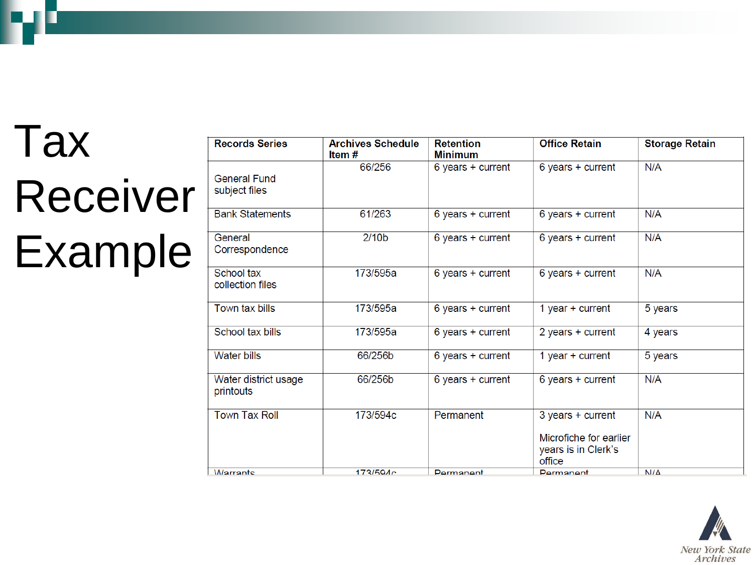# Tax Receiver Example

| Records Series | Archives Schedule Item # | Retention Minimum | Office Retain | Storage Retain |
|---|---|---|---|---|
| General Fund subject files | 66/256 | 6 years + current | 6 years + current | N/A |
| Bank Statements | 61/263 | 6 years + current | 6 years + current | N/A |
| General Correspondence | 2/10b | 6 years + current | 6 years + current | N/A |
| School tax collection files | 173/595a | 6 years + current | 6 years + current | N/A |
| Town tax bills | 173/595a | 6 years + current | 1 year + current | 5 years |
| School tax bills | 173/595a | 6 years + current | 2 years + current | 4 years |
| Water bills | 66/256b | 6 years + current | 1 year + current | 5 years |
| Water district usage printouts | 66/256b | 6 years + current | 6 years + current | N/A |
| Town Tax Roll | 173/594c | Permanent | 3 years + current<br><br>Microfiche for earlier years is in Clerk's office | N/A |
| Warrants | 173/594c | Permanent | Permanent | N/A |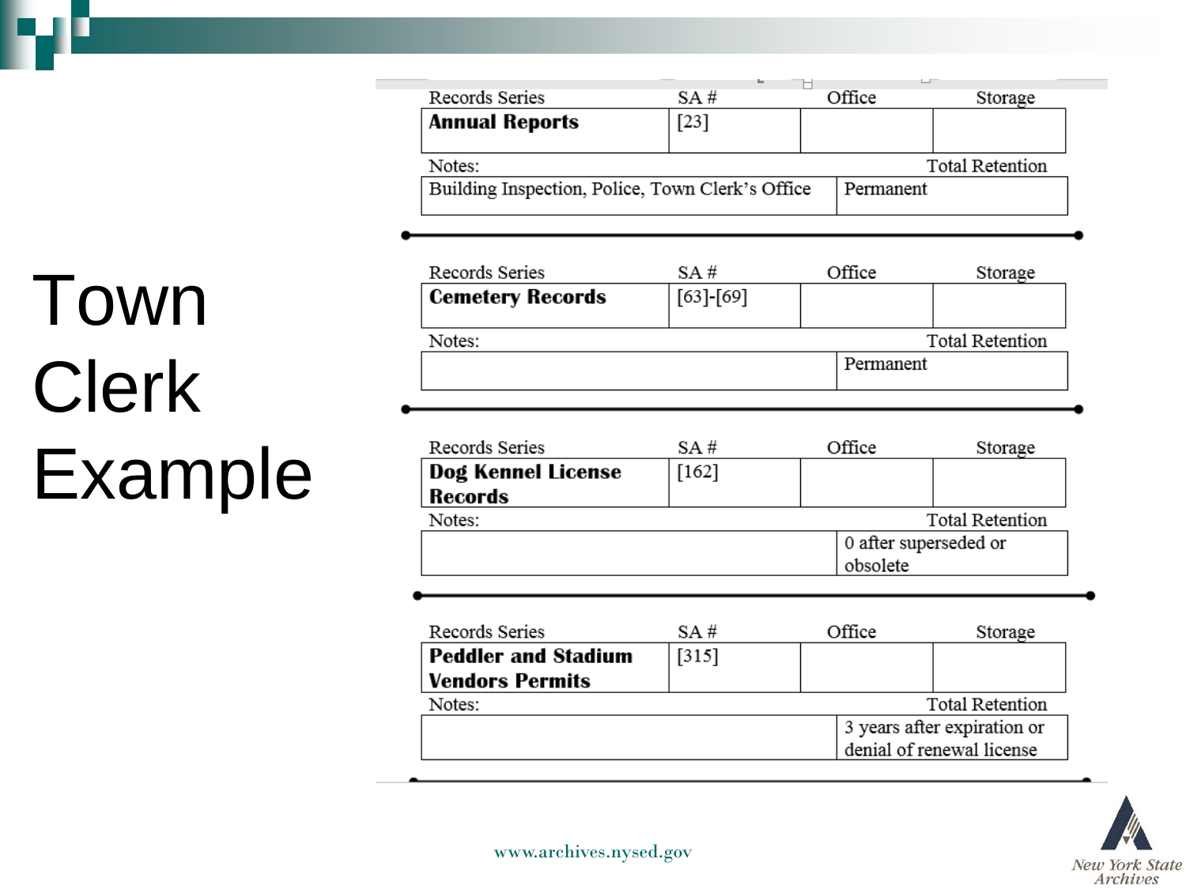# Town Clerk Example

| Records Series | SA # | Office | Storage |
|---|---|---|---|
| **Annual Reports** | [23] | | |

| Notes: | Total Retention |
|---|---|
| Building Inspection, Police, Town Clerk's Office | Permanent |

| Records Series | SA # | Office | Storage |
|---|---|---|---|
| **Cemetery Records** | [63]-[69] | | |

| Notes: | Total Retention |
|---|---|
| | Permanent |

| Records Series | SA # | Office | Storage |
|---|---|---|---|
| **Dog Kennel License Records** | [162] | | |

| Notes: | Total Retention |
|---|---|
| | 0 after superseded or obsolete |

| Records Series | SA # | Office | Storage |
|---|---|---|---|
| **Peddler and Stadium Vendors Permits** | [315] | | |

| Notes: | Total Retention |
|---|---|
| | 3 years after expiration or denial of renewal license |

www.archives.nysed.gov

New York State Archives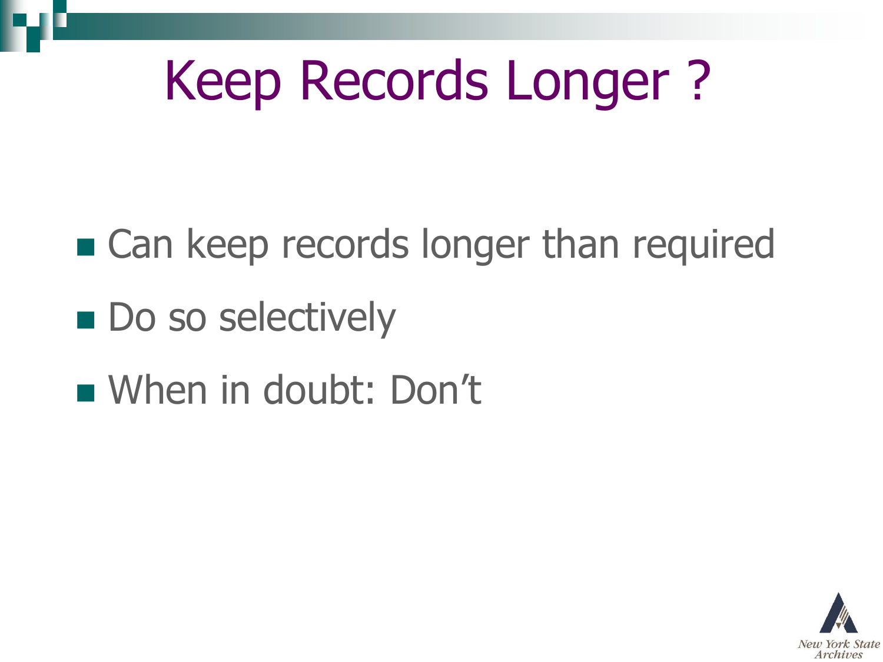# Keep Records Longer ?

- Can keep records longer than required
- Do so selectively
- When in doubt: Don't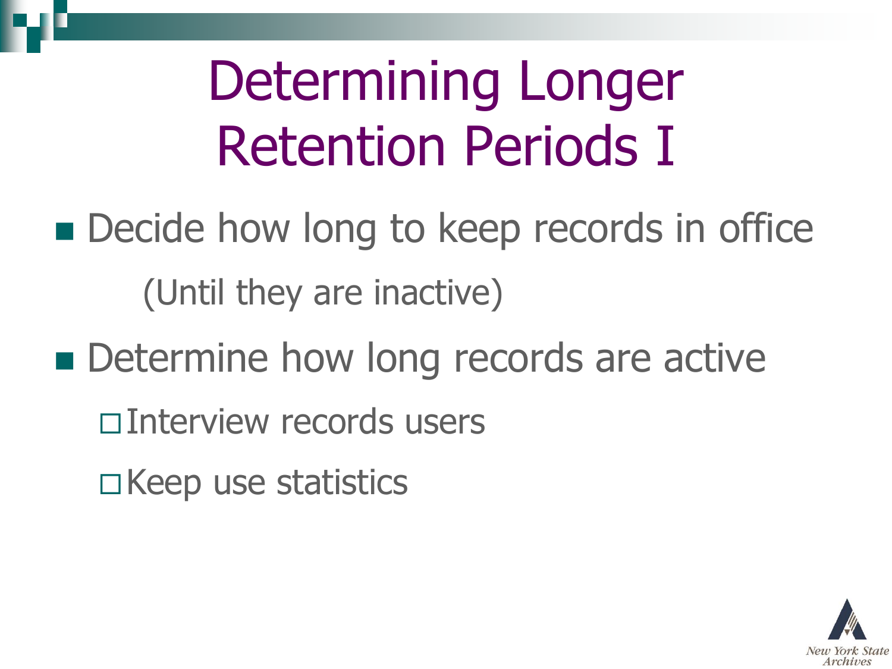# Determining Longer Retention Periods I

- Decide how long to keep records in office
  (Until they are inactive)
- Determine how long records are active
  - Interview records users
  - Keep use statistics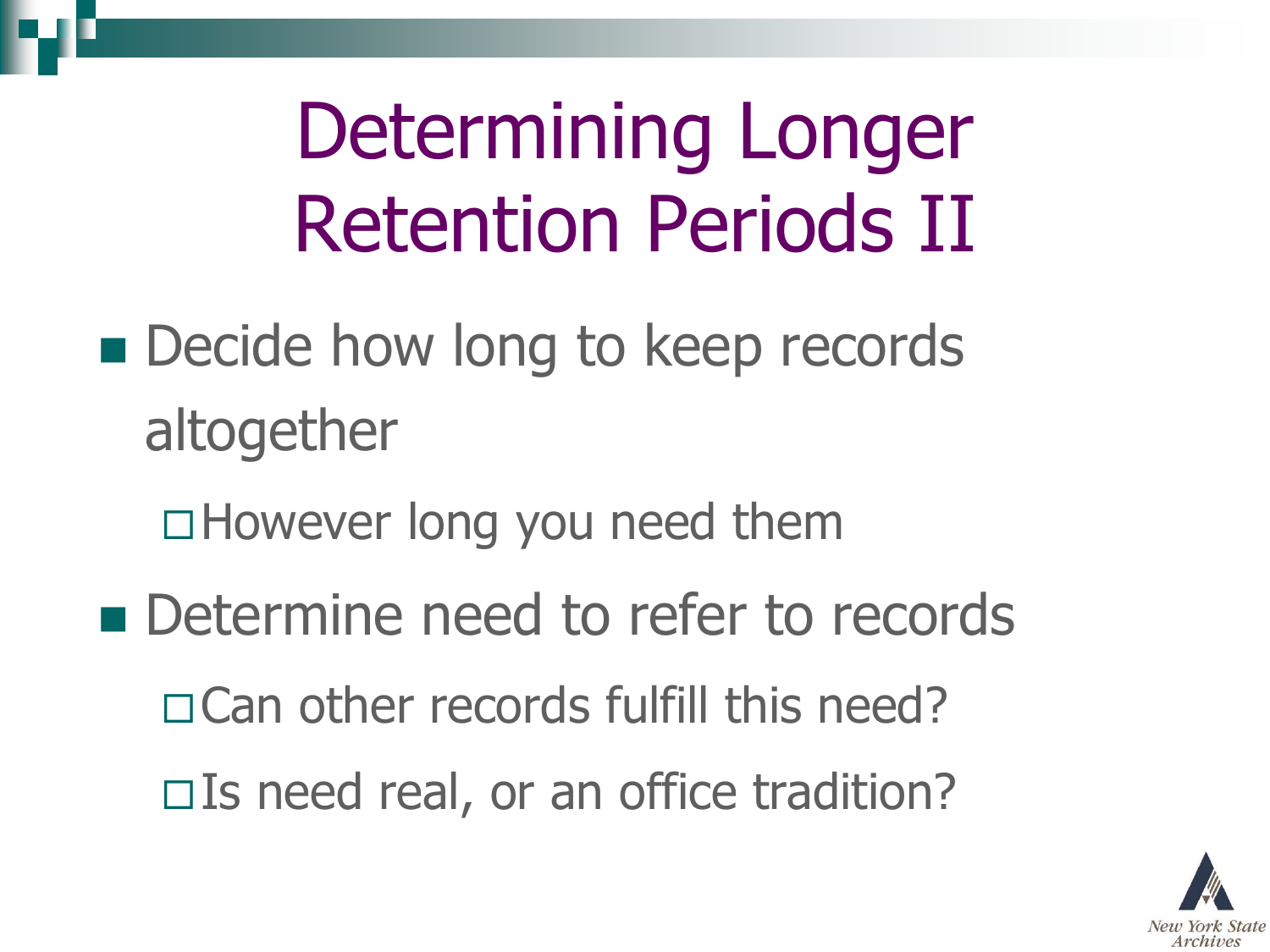# Determining Longer Retention Periods II

- Decide how long to keep records altogether
  - However long you need them
- Determine need to refer to records
  - Can other records fulfill this need?
  - Is need real, or an office tradition?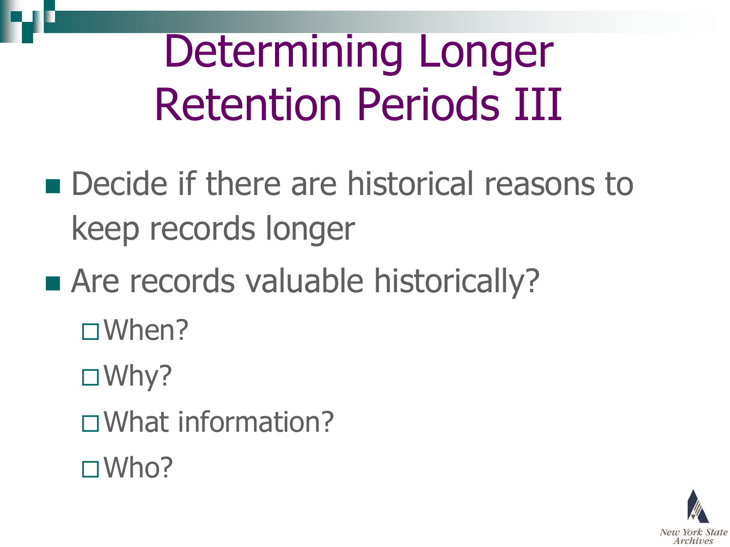# Determining Longer Retention Periods III

- Decide if there are historical reasons to keep records longer
- Are records valuable historically?
  - When?
  - Why?
  - What information?
  - Who?

New York State Archives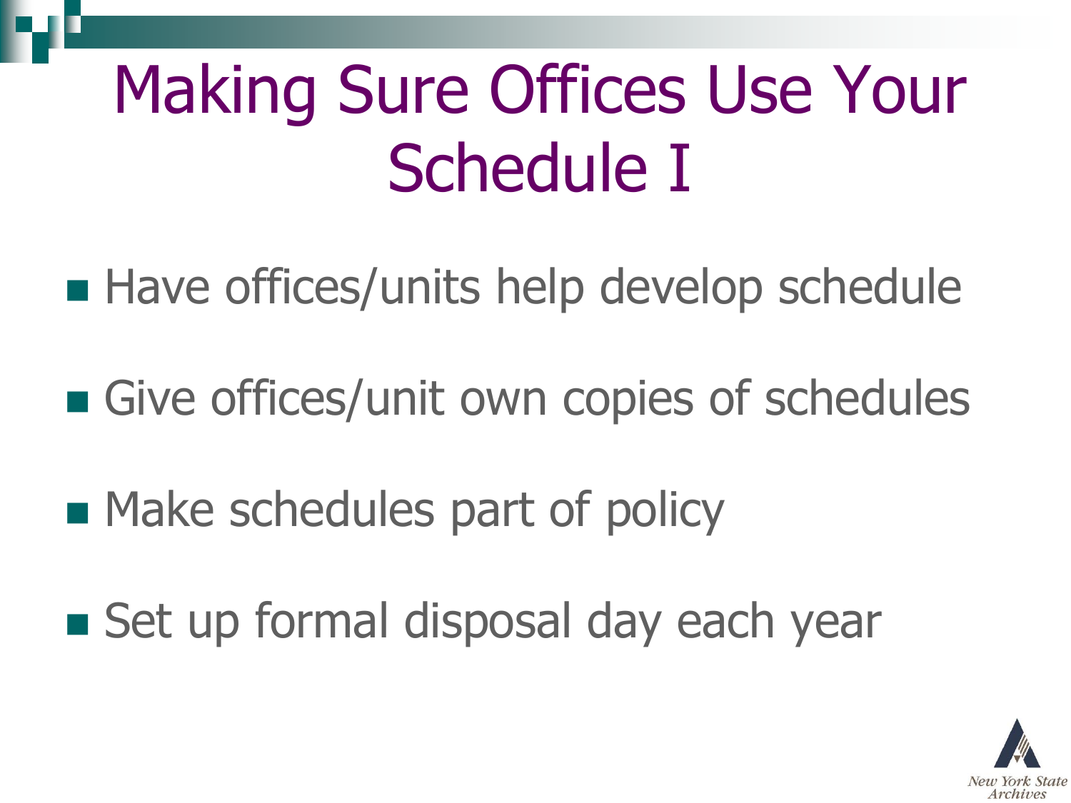# Making Sure Offices Use Your Schedule I

- Have offices/units help develop schedule
- Give offices/unit own copies of schedules
- Make schedules part of policy
- Set up formal disposal day each year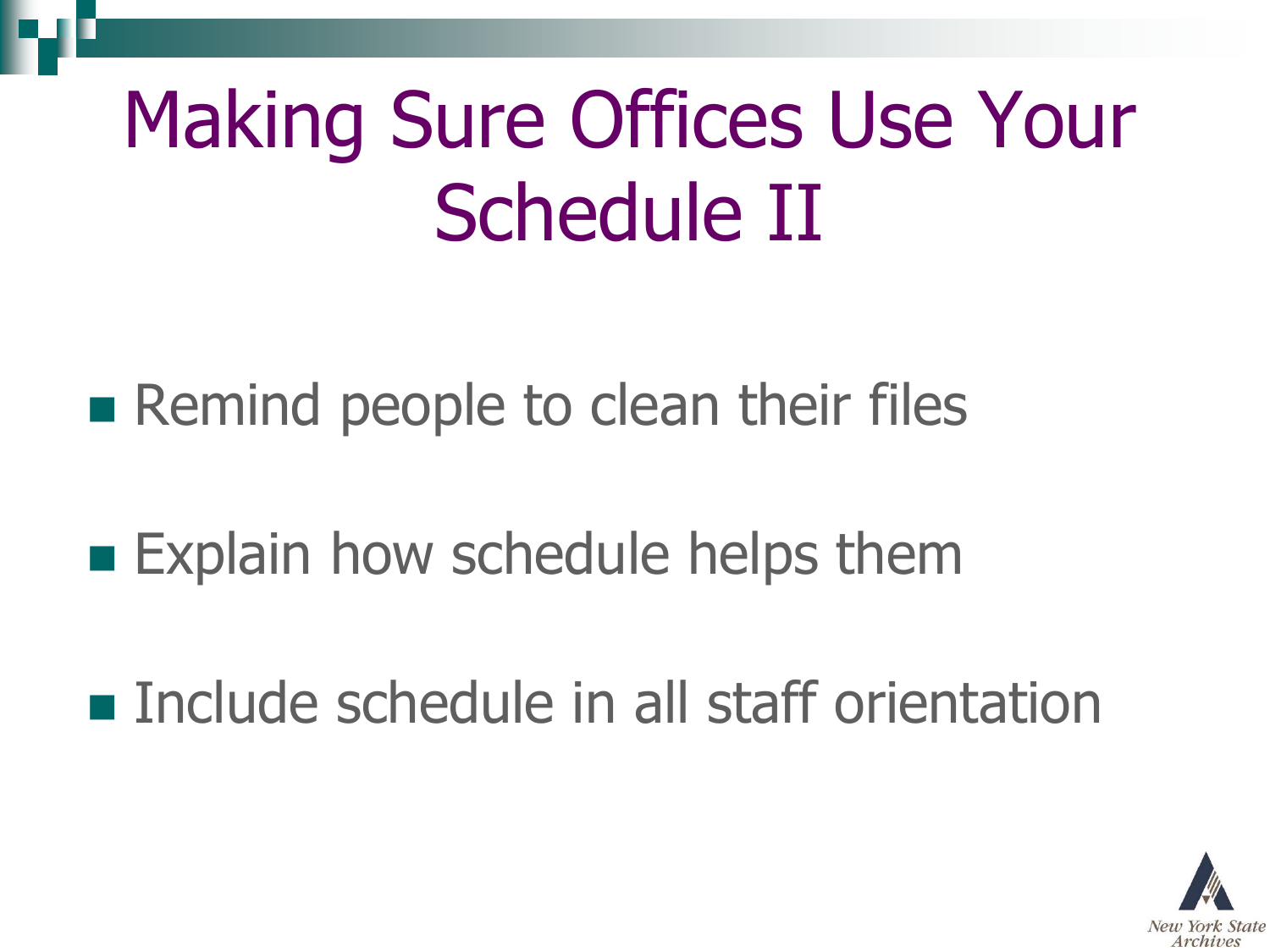# Making Sure Offices Use Your Schedule II

- Remind people to clean their files
- Explain how schedule helps them
- Include schedule in all staff orientation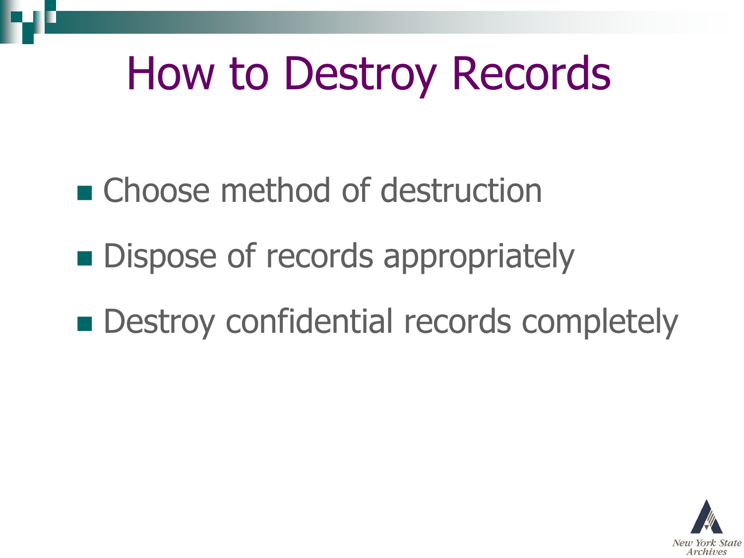# How to Destroy Records

- Choose method of destruction
- Dispose of records appropriately
- Destroy confidential records completely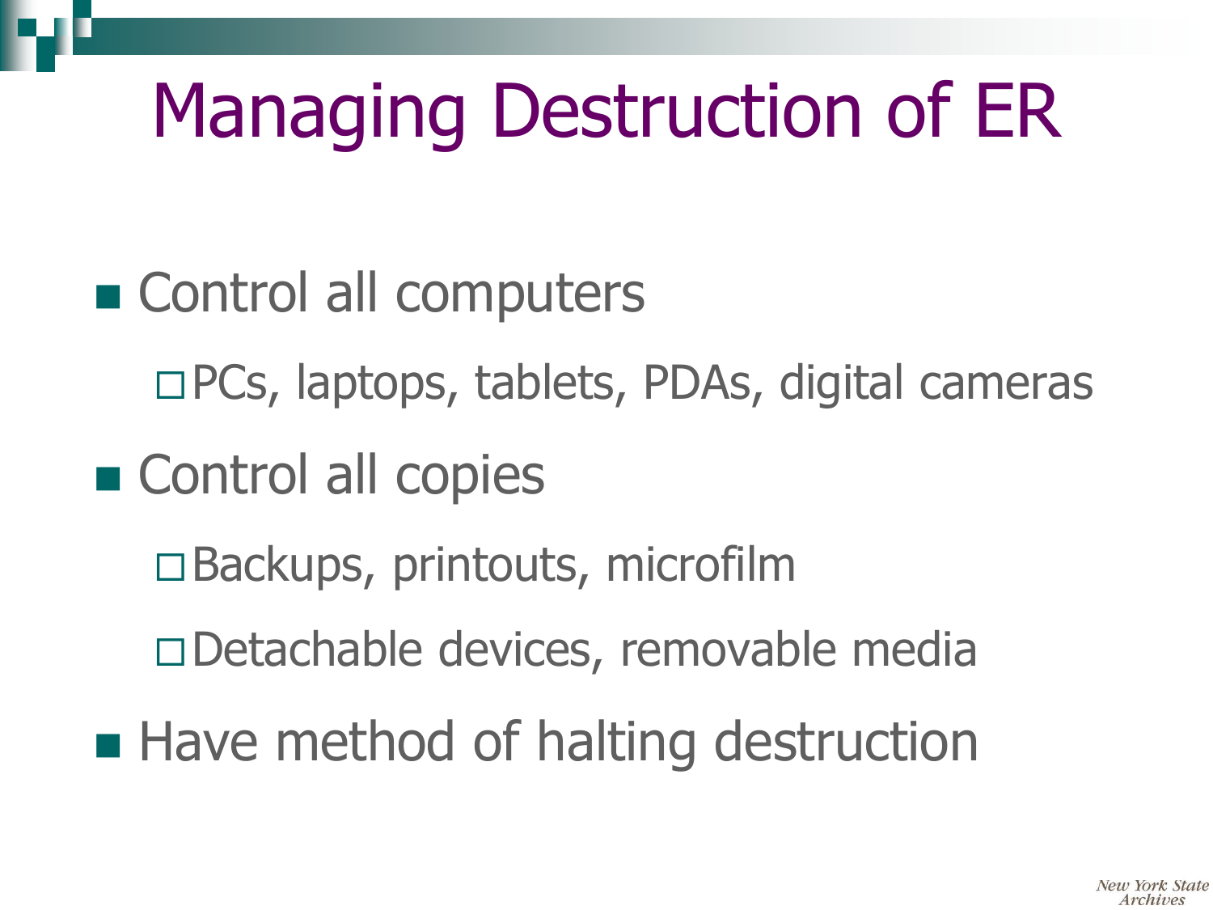# Managing Destruction of ER

- Control all computers
  - PCs, laptops, tablets, PDAs, digital cameras
- Control all copies
  - Backups, printouts, microfilm
  - Detachable devices, removable media
- Have method of halting destruction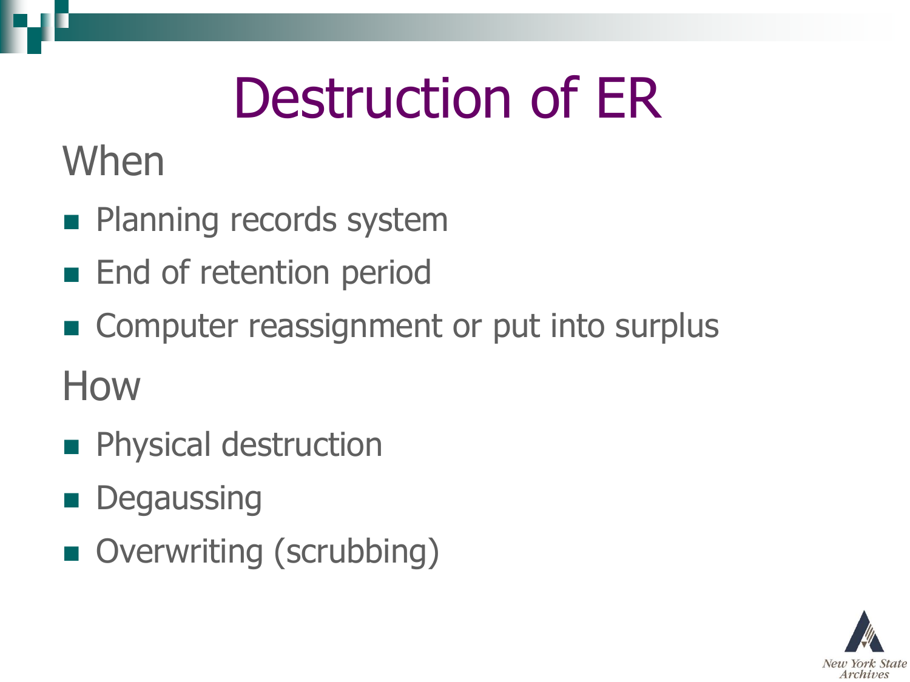# Destruction of ER

## When

- Planning records system
- End of retention period
- Computer reassignment or put into surplus

## How

- Physical destruction
- Degaussing
- Overwriting (scrubbing)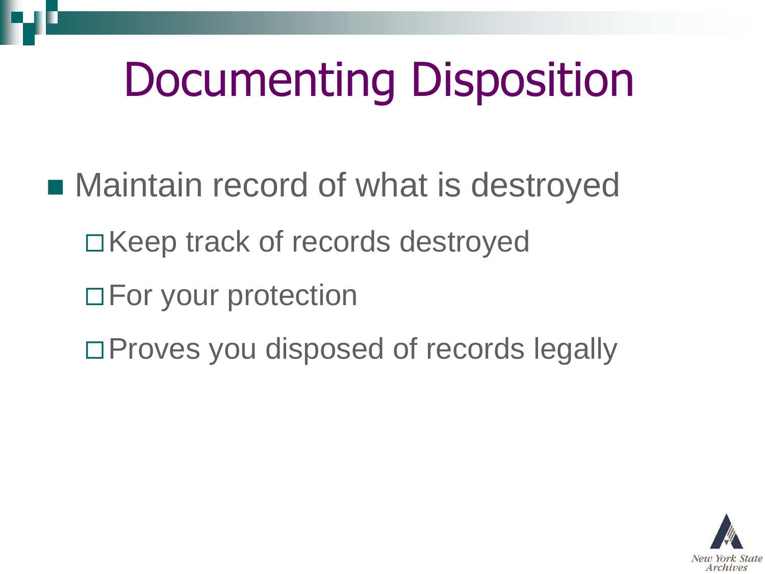# Documenting Disposition

- Maintain record of what is destroyed
  - Keep track of records destroyed
  - For your protection
  - Proves you disposed of records legally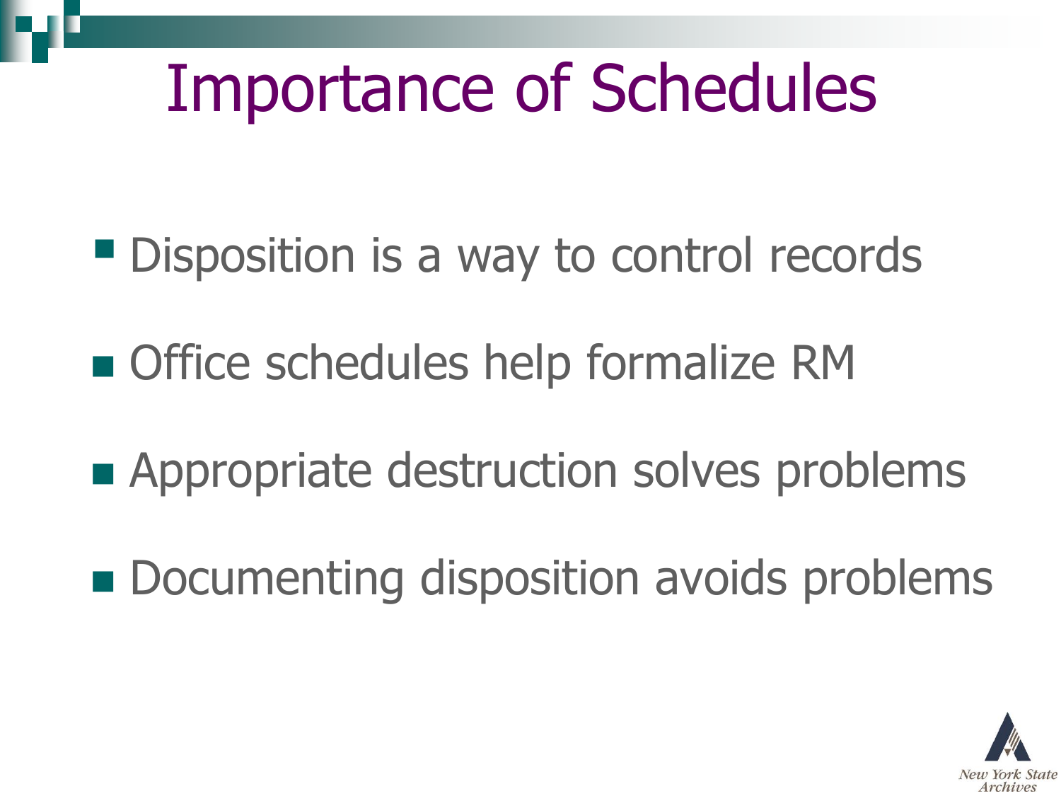# Importance of Schedules

- Disposition is a way to control records
- Office schedules help formalize RM
- Appropriate destruction solves problems
- Documenting disposition avoids problems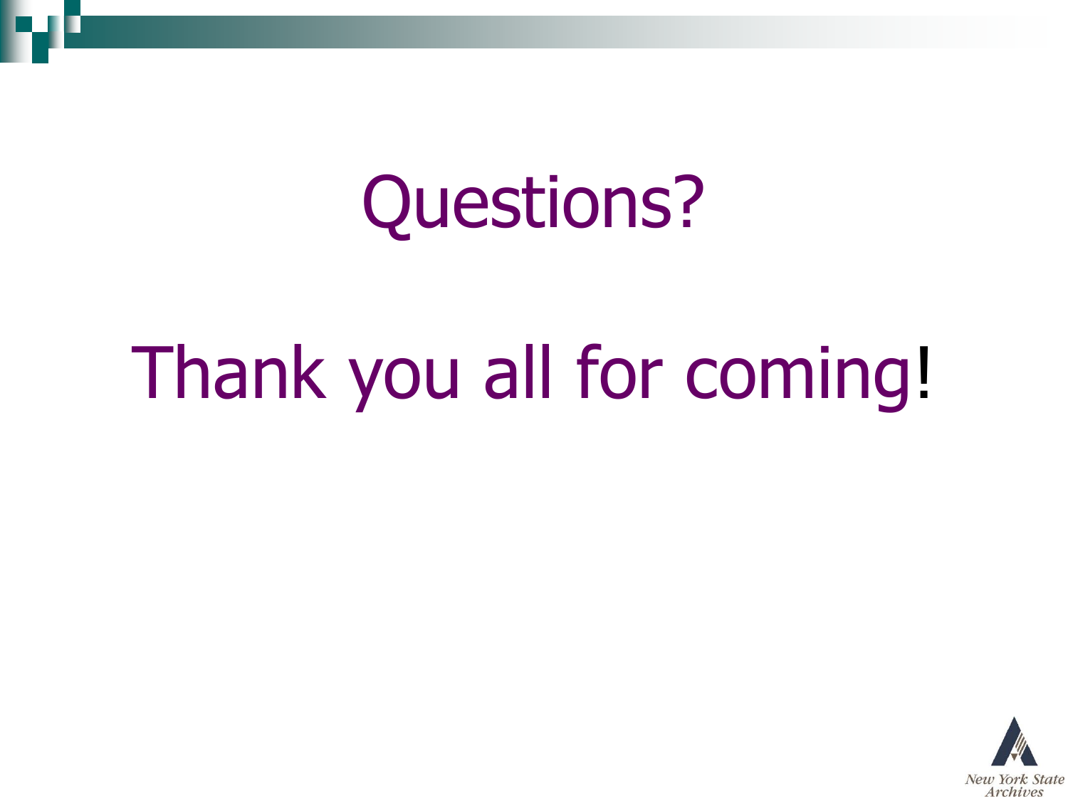# Questions?

# Thank you all for coming!

New York State Archives